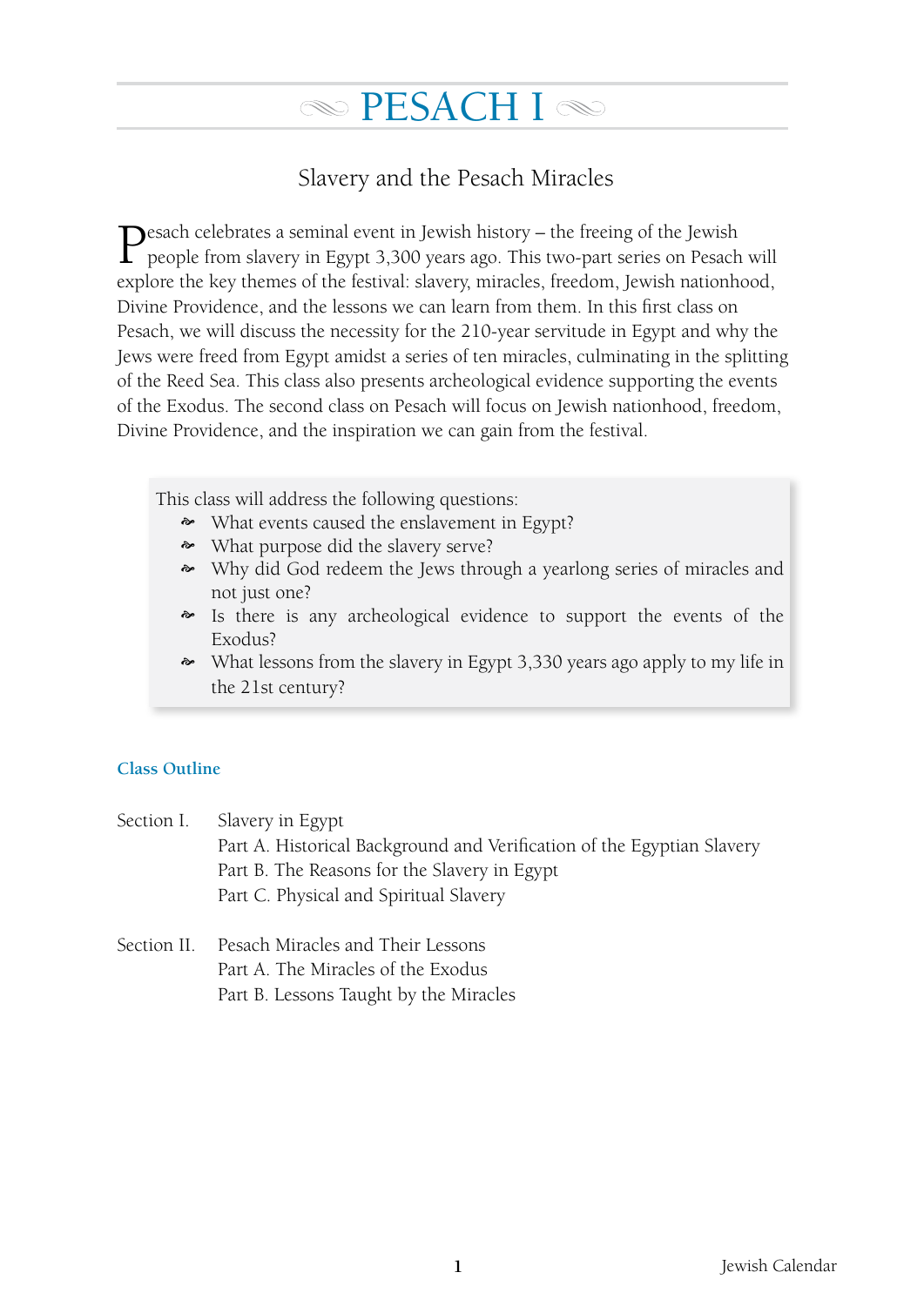# PESACH I

## Slavery and the Pesach Miracles

Pesach celebrates a seminal event in Jewish history – the freeing of the Jewish people from slavery in Egypt 3,300 years ago. This two-part series on Pesach will explore the key themes of the festival: slavery, miracles, freedom, Jewish nationhood, Divine Providence, and the lessons we can learn from them. In this first class on Pesach, we will discuss the necessity for the 210-year servitude in Egypt and why the Jews were freed from Egypt amidst a series of ten miracles, culminating in the splitting of the Reed Sea. This class also presents archeological evidence supporting the events of the Exodus. The second class on Pesach will focus on Jewish nationhood, freedom, Divine Providence, and the inspiration we can gain from the festival.

> This class will address the following questions:
> - What events caused the enslavement in Egypt?
> - What purpose did the slavery serve?
> - Why did God redeem the Jews through a yearlong series of miracles and not just one?
> - Is there is any archeological evidence to support the events of the Exodus?
> - What lessons from the slavery in Egypt 3,330 years ago apply to my life in the 21st century?

### Class Outline

Section I. Slavery in Egypt
- Part A. Historical Background and Verification of the Egyptian Slavery
- Part B. The Reasons for the Slavery in Egypt
- Part C. Physical and Spiritual Slavery

Section II. Pesach Miracles and Their Lessons
- Part A. The Miracles of the Exodus
- Part B. Lessons Taught by the Miracles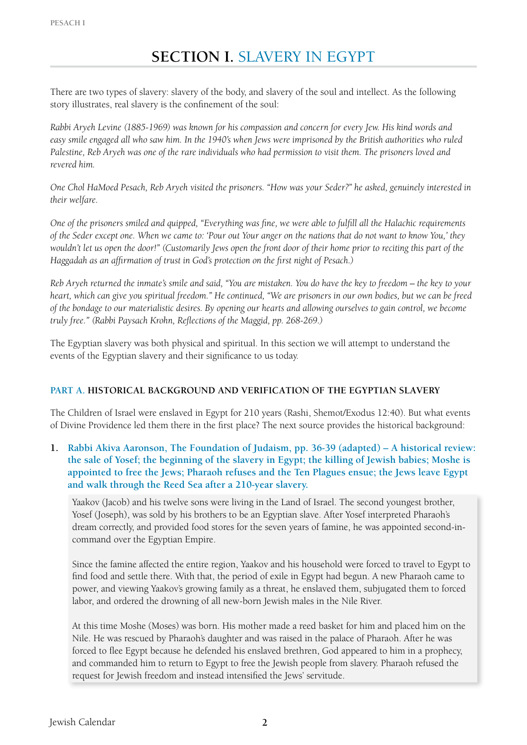# SECTION I. SLAVERY IN EGYPT

There are two types of slavery: slavery of the body, and slavery of the soul and intellect. As the following story illustrates, real slavery is the confinement of the soul:

*Rabbi Aryeh Levine (1885-1969) was known for his compassion and concern for every Jew. His kind words and easy smile engaged all who saw him. In the 1940's when Jews were imprisoned by the British authorities who ruled Palestine, Reb Aryeh was one of the rare individuals who had permission to visit them. The prisoners loved and revered him.*

*One Chol HaMoed Pesach, Reb Aryeh visited the prisoners. "How was your Seder?" he asked, genuinely interested in their welfare.*

*One of the prisoners smiled and quipped, "Everything was fine, we were able to fulfill all the Halachic requirements of the Seder except one. When we came to: 'Pour out Your anger on the nations that do not want to know You,' they wouldn't let us open the door!" (Customarily Jews open the front door of their home prior to reciting this part of the Haggadah as an affirmation of trust in God's protection on the first night of Pesach.)*

*Reb Aryeh returned the inmate's smile and said, "You are mistaken. You do have the key to freedom – the key to your heart, which can give you spiritual freedom." He continued, "We are prisoners in our own bodies, but we can be freed of the bondage to our materialistic desires. By opening our hearts and allowing ourselves to gain control, we become truly free." (Rabbi Paysach Krohn, Reflections of the Maggid, pp. 268-269.)*

The Egyptian slavery was both physical and spiritual. In this section we will attempt to understand the events of the Egyptian slavery and their significance to us today.

## PART A. HISTORICAL BACKGROUND AND VERIFICATION OF THE EGYPTIAN SLAVERY

The Children of Israel were enslaved in Egypt for 210 years (Rashi, Shemot/Exodus 12:40). But what events of Divine Providence led them there in the first place? The next source provides the historical background:

**1. Rabbi Akiva Aaronson, The Foundation of Judaism, pp. 36-39 (adapted) – A historical review: the sale of Yosef; the beginning of the slavery in Egypt; the killing of Jewish babies; Moshe is appointed to free the Jews; Pharaoh refuses and the Ten Plagues ensue; the Jews leave Egypt and walk through the Reed Sea after a 210-year slavery.**

> Yaakov (Jacob) and his twelve sons were living in the Land of Israel. The second youngest brother, Yosef (Joseph), was sold by his brothers to be an Egyptian slave. After Yosef interpreted Pharaoh's dream correctly, and provided food stores for the seven years of famine, he was appointed second-in-command over the Egyptian Empire.
>
> Since the famine affected the entire region, Yaakov and his household were forced to travel to Egypt to find food and settle there. With that, the period of exile in Egypt had begun. A new Pharaoh came to power, and viewing Yaakov's growing family as a threat, he enslaved them, subjugated them to forced labor, and ordered the drowning of all new-born Jewish males in the Nile River.
>
> At this time Moshe (Moses) was born. His mother made a reed basket for him and placed him on the Nile. He was rescued by Pharaoh's daughter and was raised in the palace of Pharaoh. After he was forced to flee Egypt because he defended his enslaved brethren, God appeared to him in a prophecy, and commanded him to return to Egypt to free the Jewish people from slavery. Pharaoh refused the request for Jewish freedom and instead intensified the Jews' servitude.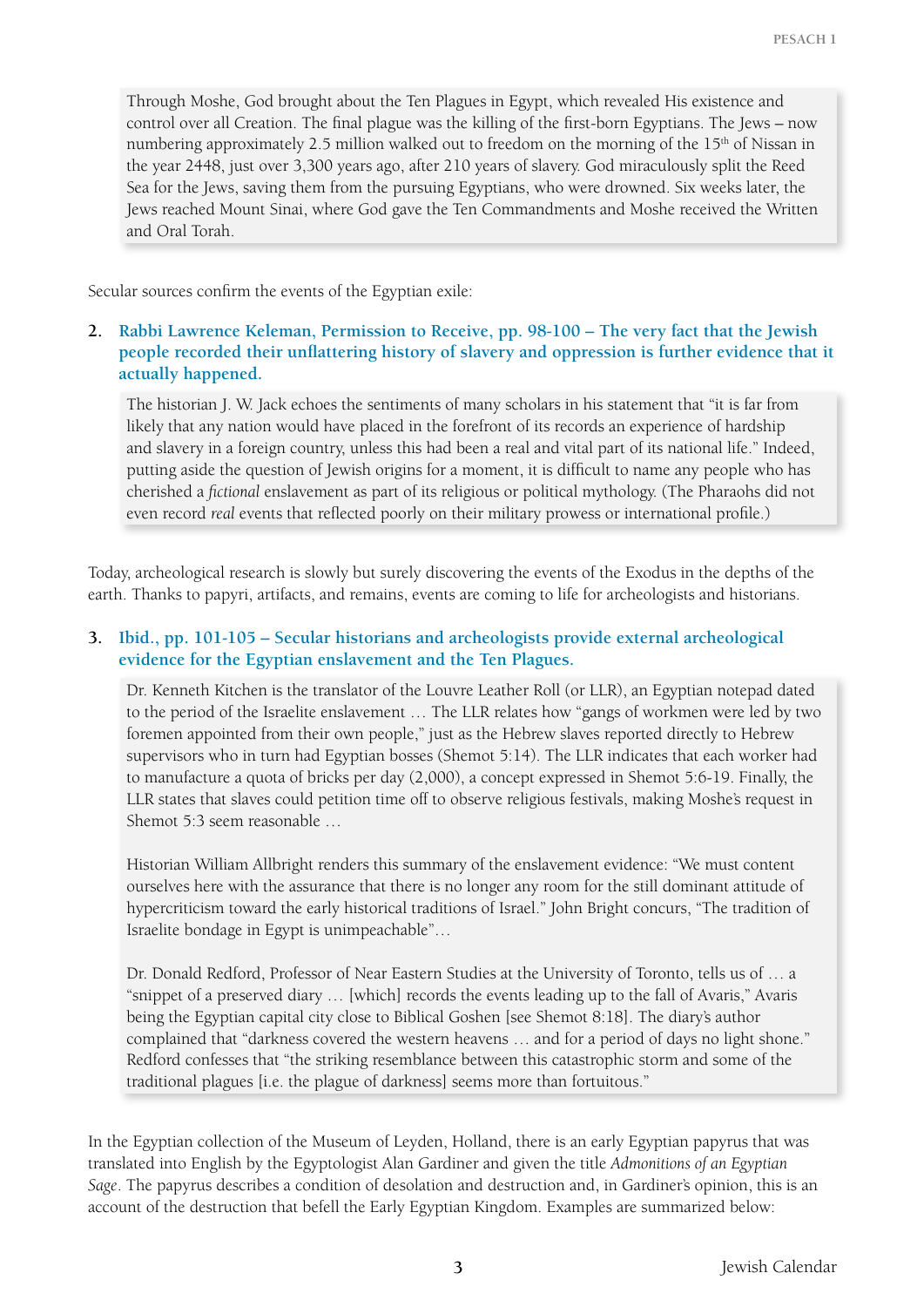> Through Moshe, God brought about the Ten Plagues in Egypt, which revealed His existence and control over all Creation. The final plague was the killing of the first-born Egyptians. The Jews – now numbering approximately 2.5 million walked out to freedom on the morning of the 15th of Nissan in the year 2448, just over 3,300 years ago, after 210 years of slavery. God miraculously split the Reed Sea for the Jews, saving them from the pursuing Egyptians, who were drowned. Six weeks later, the Jews reached Mount Sinai, where God gave the Ten Commandments and Moshe received the Written and Oral Torah.

Secular sources confirm the events of the Egyptian exile:

**2. Rabbi Lawrence Keleman, Permission to Receive, pp. 98-100 – The very fact that the Jewish people recorded their unflattering history of slavery and oppression is further evidence that it actually happened.**

> The historian J. W. Jack echoes the sentiments of many scholars in his statement that "it is far from likely that any nation would have placed in the forefront of its records an experience of hardship and slavery in a foreign country, unless this had been a real and vital part of its national life." Indeed, putting aside the question of Jewish origins for a moment, it is difficult to name any people who has cherished a *fictional* enslavement as part of its religious or political mythology. (The Pharaohs did not even record *real* events that reflected poorly on their military prowess or international profile.)

Today, archeological research is slowly but surely discovering the events of the Exodus in the depths of the earth. Thanks to papyri, artifacts, and remains, events are coming to life for archeologists and historians.

**3. Ibid., pp. 101-105 – Secular historians and archeologists provide external archeological evidence for the Egyptian enslavement and the Ten Plagues.**

> Dr. Kenneth Kitchen is the translator of the Louvre Leather Roll (or LLR), an Egyptian notepad dated to the period of the Israelite enslavement … The LLR relates how "gangs of workmen were led by two foremen appointed from their own people," just as the Hebrew slaves reported directly to Hebrew supervisors who in turn had Egyptian bosses (Shemot 5:14). The LLR indicates that each worker had to manufacture a quota of bricks per day (2,000), a concept expressed in Shemot 5:6-19. Finally, the LLR states that slaves could petition time off to observe religious festivals, making Moshe's request in Shemot 5:3 seem reasonable …
>
> Historian William Allbright renders this summary of the enslavement evidence: "We must content ourselves here with the assurance that there is no longer any room for the still dominant attitude of hypercriticism toward the early historical traditions of Israel." John Bright concurs, "The tradition of Israelite bondage in Egypt is unimpeachable"…
>
> Dr. Donald Redford, Professor of Near Eastern Studies at the University of Toronto, tells us of … a "snippet of a preserved diary … [which] records the events leading up to the fall of Avaris," Avaris being the Egyptian capital city close to Biblical Goshen [see Shemot 8:18]. The diary's author complained that "darkness covered the western heavens … and for a period of days no light shone." Redford confesses that "the striking resemblance between this catastrophic storm and some of the traditional plagues [i.e. the plague of darkness] seems more than fortuitous."

In the Egyptian collection of the Museum of Leyden, Holland, there is an early Egyptian papyrus that was translated into English by the Egyptologist Alan Gardiner and given the title *Admonitions of an Egyptian Sage*. The papyrus describes a condition of desolation and destruction and, in Gardiner's opinion, this is an account of the destruction that befell the Early Egyptian Kingdom. Examples are summarized below: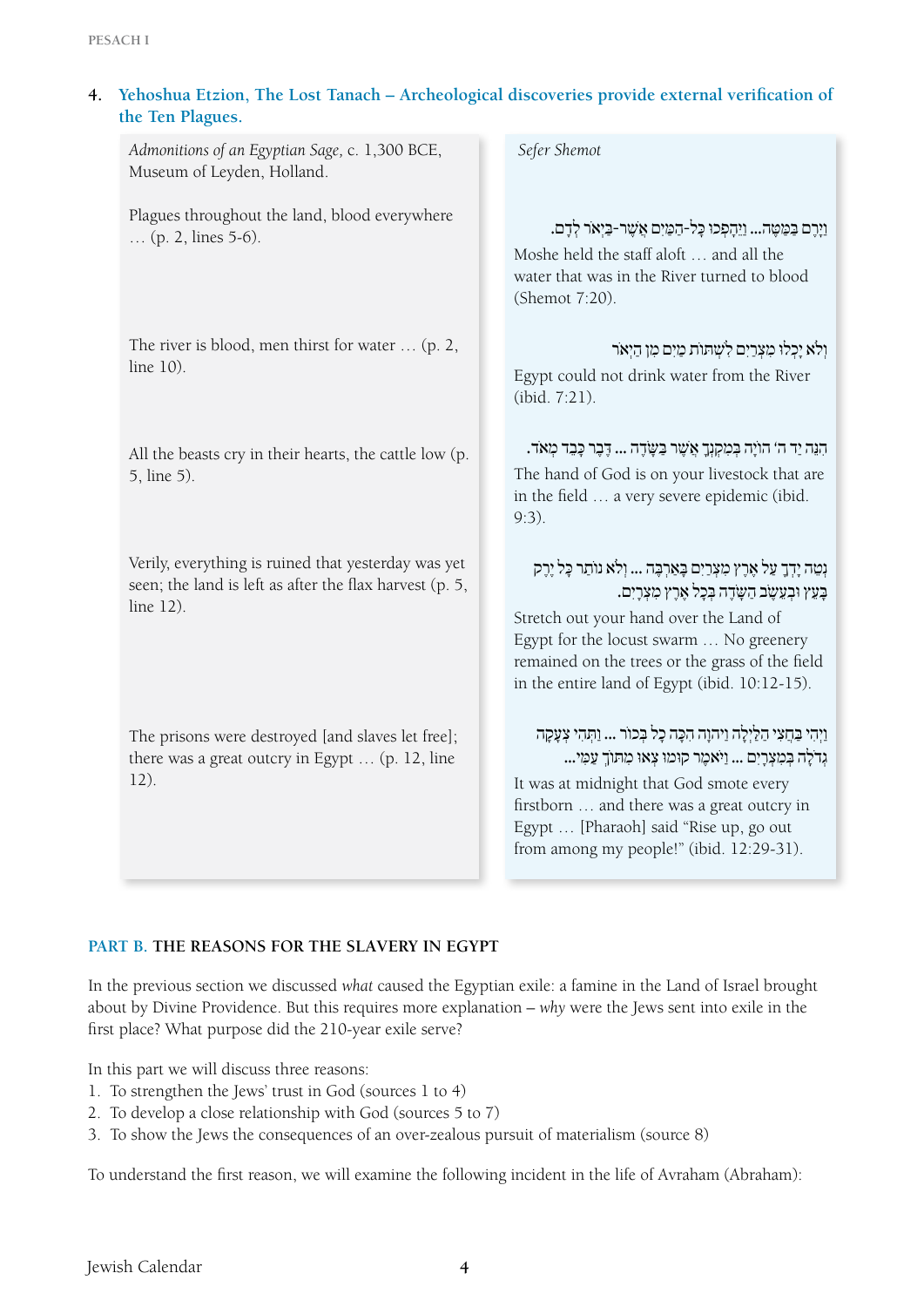4. **Yehoshua Etzion, The Lost Tanach – Archeological discoveries provide external verification of the Ten Plagues.**

| *Admonitions of an Egyptian Sage*, c. 1,300 BCE, Museum of Leyden, Holland. | *Sefer Shemot* |
|---|---|
| Plagues throughout the land, blood everywhere … (p. 2, lines 5-6). | וַיָּרֶם בַּמַּטֶּה... וַיֵּהָפְכוּ כָּל-הַמַּיִם אֲשֶׁר-בַּיְאֹר לְדָם. Moshe held the staff aloft … and all the water that was in the River turned to blood (Shemot 7:20). |
| The river is blood, men thirst for water … (p. 2, line 10). | וְלֹא יָכְלוּ מִצְרַיִם לִשְׁתּוֹת מַיִם מִן הַיְאֹר Egypt could not drink water from the River (ibid. 7:21). |
| All the beasts cry in their hearts, the cattle low (p. 5, line 5). | הִנֵּה יַד ה' הוֹיָה בְּמִקְנְךָ אֲשֶׁר בַּשָּׂדֶה ... דֶּבֶר כָּבֵד מְאֹד. The hand of God is on your livestock that are in the field … a very severe epidemic (ibid. 9:3). |
| Verily, everything is ruined that yesterday was yet seen; the land is left as after the flax harvest (p. 5, line 12). | נְטֵה יָדְךָ עַל אֶרֶץ מִצְרַיִם בָּאַרְבֶּה ... וְלֹא נוֹתַר כָּל יֶרֶק בָּעֵץ וּבְעֵשֶׂב הַשָּׂדֶה בְּכָל אֶרֶץ מִצְרָיִם. Stretch out your hand over the Land of Egypt for the locust swarm … No greenery remained on the trees or the grass of the field in the entire land of Egypt (ibid. 10:12-15). |
| The prisons were destroyed [and slaves let free]; there was a great outcry in Egypt … (p. 12, line 12). | וַיְהִי בַּחֲצִי הַלַּיְלָה וַיהוָה הִכָּה כָל בְּכוֹר ... וַתְּהִי צְעָקָה גְדֹלָה בְּמִצְרָיִם ... וַיֹּאמֶר קוּמוּ צְּאוּ מִתּוֹךְ עַמִּי... It was at midnight that God smote every firstborn … and there was a great outcry in Egypt … [Pharaoh] said "Rise up, go out from among my people!" (ibid. 12:29-31). |

## PART B. THE REASONS FOR THE SLAVERY IN EGYPT

In the previous section we discussed *what* caused the Egyptian exile: a famine in the Land of Israel brought about by Divine Providence. But this requires more explanation – *why* were the Jews sent into exile in the first place? What purpose did the 210-year exile serve?

In this part we will discuss three reasons:

1. To strengthen the Jews' trust in God (sources 1 to 4)
2. To develop a close relationship with God (sources 5 to 7)
3. To show the Jews the consequences of an over-zealous pursuit of materialism (source 8)

To understand the first reason, we will examine the following incident in the life of Avraham (Abraham):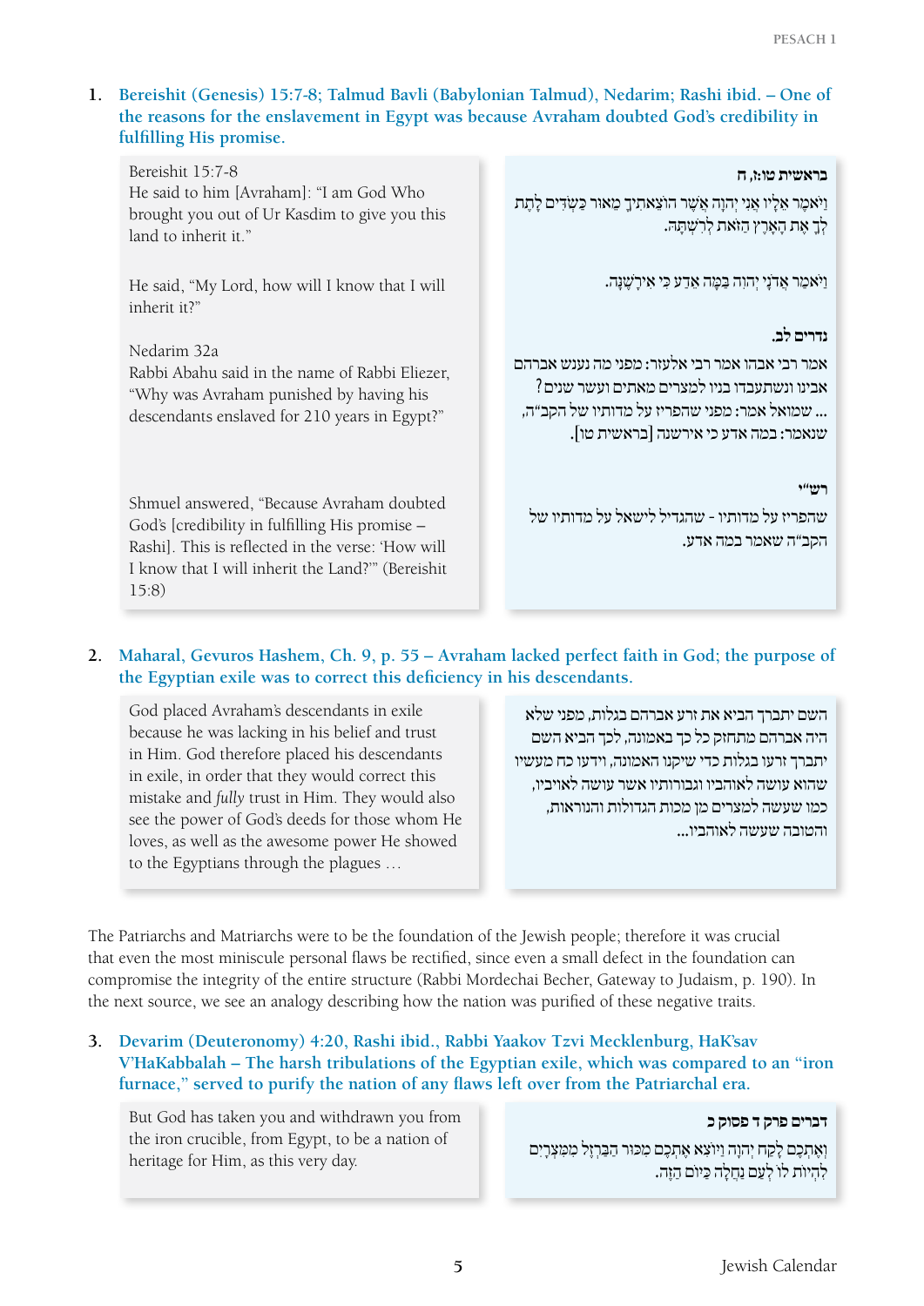1. **Bereishit (Genesis) 15:7-8; Talmud Bavli (Babylonian Talmud), Nedarim; Rashi ibid. – One of the reasons for the enslavement in Egypt was because Avraham doubted God's credibility in fulfilling His promise.**

Bereishit 15:7-8
He said to him [Avraham]: "I am God Who brought you out of Ur Kasdim to give you this land to inherit it."

He said, "My Lord, how will I know that I will inherit it?"

Nedarim 32a
Rabbi Abahu said in the name of Rabbi Eliezer, "Why was Avraham punished by having his descendants enslaved for 210 years in Egypt?"

Shmuel answered, "Because Avraham doubted God's [credibility in fulfilling His promise – Rashi]. This is reflected in the verse: 'How will I know that I will inherit the Land?'" (Bereishit 15:8)

**בראשית טו:ז, ח**
וַיֹּאמֶר אֵלָיו אֲנִי יְהוָה אֲשֶׁר הוֹצֵאתִיךָ מֵאוּר כַּשְׂדִּים לָתֶת לְךָ אֶת הָאָרֶץ הַזֹּאת לְרִשְׁתָּהּ.

וַיֹּאמַר אֲדֹנָי יְהוִה בַּמָּה אֵדַע כִּי אִירָשֶׁנָּה.

**נדרים לב.**
אמר רבי אבהו אמר רבי אלעזר: מפני מה נענש אברהם אבינו ונשתעבדו בניו למצרים מאתים ועשר שנים? ... שמואל אמר: מפני שהפריז על מדותיו של הקב"ה, שנאמר: במה אדע כי אירשנה [בראשית טו].

**רש"י**
שהפריז על מדותיו - שהגדיל לישאל על מדותיו של הקב"ה שאמר במה אדע.

2. **Maharal, Gevuros Hashem, Ch. 9, p. 55 – Avraham lacked perfect faith in God; the purpose of the Egyptian exile was to correct this deficiency in his descendants.**

God placed Avraham's descendants in exile because he was lacking in his belief and trust in Him. God therefore placed his descendants in exile, in order that they would correct this mistake and *fully* trust in Him. They would also see the power of God's deeds for those whom He loves, as well as the awesome power He showed to the Egyptians through the plagues …

השם יתברך הביא את זרע אברהם בגלות, מפני שלא היה אברהם מתחזק כל כך באמונה, לכך הביא השם יתברך זרעו בגלות כדי שיתקנו האמונה, וידעו כח מעשיו שהוא עושה לאוהביו וגבורותיו אשר עושה לאויביו, כמו שעשה למצרים מן מכות הגדולות והנוראות, והטובה שעשה לאוהביו...

The Patriarchs and Matriarchs were to be the foundation of the Jewish people; therefore it was crucial that even the most miniscule personal flaws be rectified, since even a small defect in the foundation can compromise the integrity of the entire structure (Rabbi Mordechai Becher, Gateway to Judaism, p. 190). In the next source, we see an analogy describing how the nation was purified of these negative traits.

3. **Devarim (Deuteronomy) 4:20, Rashi ibid., Rabbi Yaakov Tzvi Mecklenburg, HaK'sav V'HaKabbalah – The harsh tribulations of the Egyptian exile, which was compared to an "iron furnace," served to purify the nation of any flaws left over from the Patriarchal era.**

But God has taken you and withdrawn you from the iron crucible, from Egypt, to be a nation of heritage for Him, as this very day.

**דברים פרק ד פסוק כ**
וְאֶתְכֶם לָקַח יְהוָה וַיּוֹצִא אֶתְכֶם מִכּוּר הַבַּרְזֶל מִמִּצְרָיִם לִהְיוֹת לוֹ לְעַם נַחֲלָה כַּיּוֹם הַזֶּה.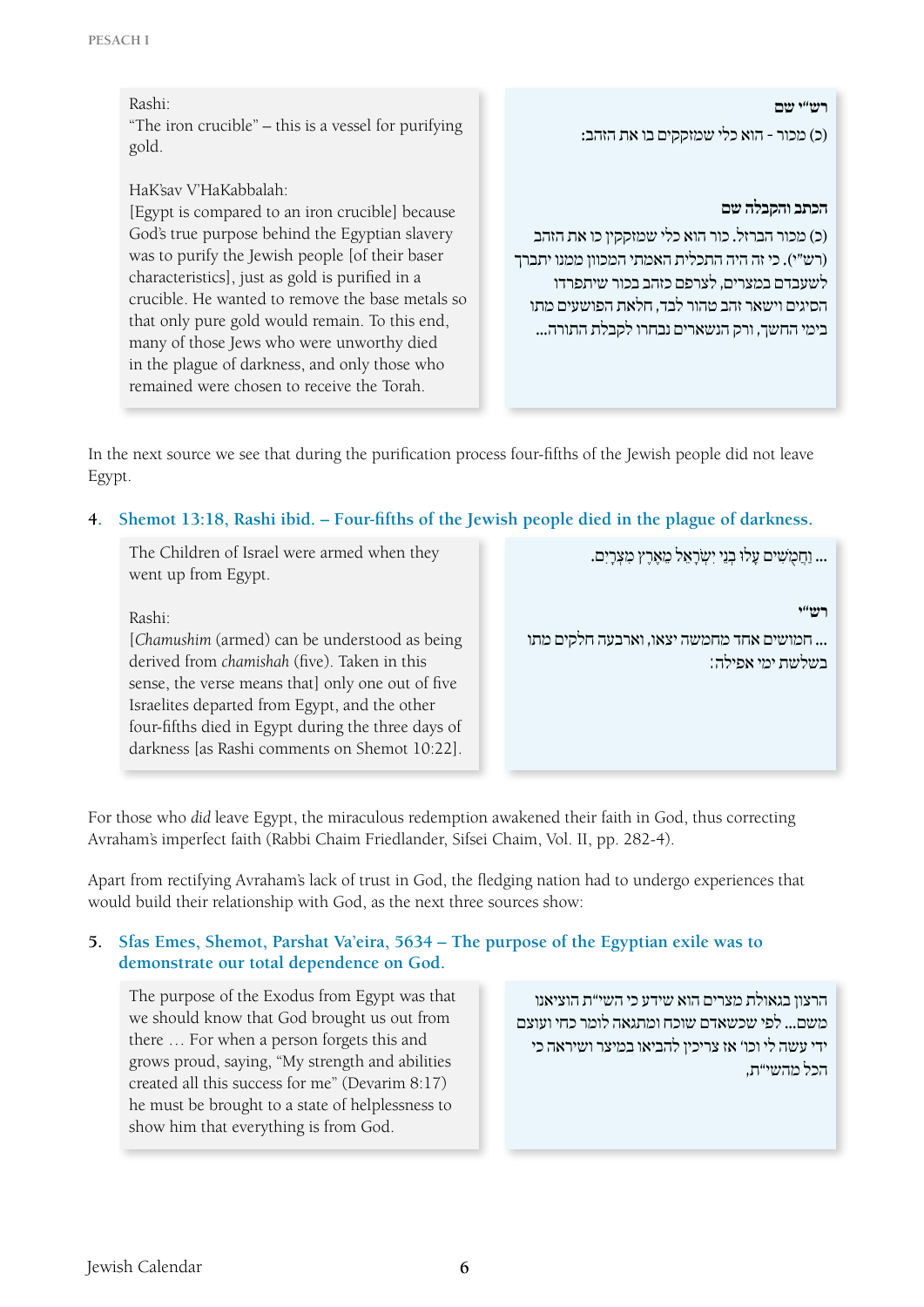Rashi:
"The iron crucible" – this is a vessel for purifying gold.

HaK'sav V'HaKabbalah:
[Egypt is compared to an iron crucible] because God's true purpose behind the Egyptian slavery was to purify the Jewish people [of their baser characteristics], just as gold is purified in a crucible. He wanted to remove the base metals so that only pure gold would remain. To this end, many of those Jews who were unworthy died in the plague of darkness, and only those who remained were chosen to receive the Torah.

**רש"י שם**

(כ) מכור - הוא כלי שמזקקים בו את הזהב:

**הכתב והקבלה שם**

(כ) מכור הברזל. כור הוא כלי שמזקקין בו את הזהב (רש"י). כי זה היה התכלית האמתי המכוון ממנו יתברך לשעבדם במצרים, לצרפם כזהב בכור שיתפרדו הסיגים וישאר זהב טהור לבד, חלאת הפושעים מתו בימי החשך, ורק הנשארים נבחרו לקבלת התורה...

In the next source we see that during the purification process four-fifths of the Jewish people did not leave Egypt.

### 4. Shemot 13:18, Rashi ibid. – Four-fifths of the Jewish people died in the plague of darkness.

The Children of Israel were armed when they went up from Egypt.

Rashi:
[*Chamushim* (armed) can be understood as being derived from *chamishah* (five). Taken in this sense, the verse means that] only one out of five Israelites departed from Egypt, and the other four-fifths died in Egypt during the three days of darkness [as Rashi comments on Shemot 10:22].

... וַחֲמֻשִׁים עָלוּ בְנֵי יִשְׂרָאֵל מֵאֶרֶץ מִצְרָיִם.

**רש"י**

... חמושים אחד מחמשה יצאו, וארבעה חלקים מתו בשלשת ימי אפילה:

For those who *did* leave Egypt, the miraculous redemption awakened their faith in God, thus correcting Avraham's imperfect faith (Rabbi Chaim Friedlander, Sifsei Chaim, Vol. II, pp. 282-4).

Apart from rectifying Avraham's lack of trust in God, the fledging nation had to undergo experiences that would build their relationship with God, as the next three sources show:

### 5. Sfas Emes, Shemot, Parshat Va'eira, 5634 – The purpose of the Egyptian exile was to demonstrate our total dependence on God.

The purpose of the Exodus from Egypt was that we should know that God brought us out from there … For when a person forgets this and grows proud, saying, "My strength and abilities created all this success for me" (Devarim 8:17) he must be brought to a state of helplessness to show him that everything is from God.

הרצון בגאולת מצרים הוא שידע כי השי"ת הוציאנו משם...לפי שכשאדם שוכח ומתגאה לומר כחי ועוצם ידי עשה לי וכו' אז צריכין להביאו במיצר ושיראה כי הכל מהשי"ת,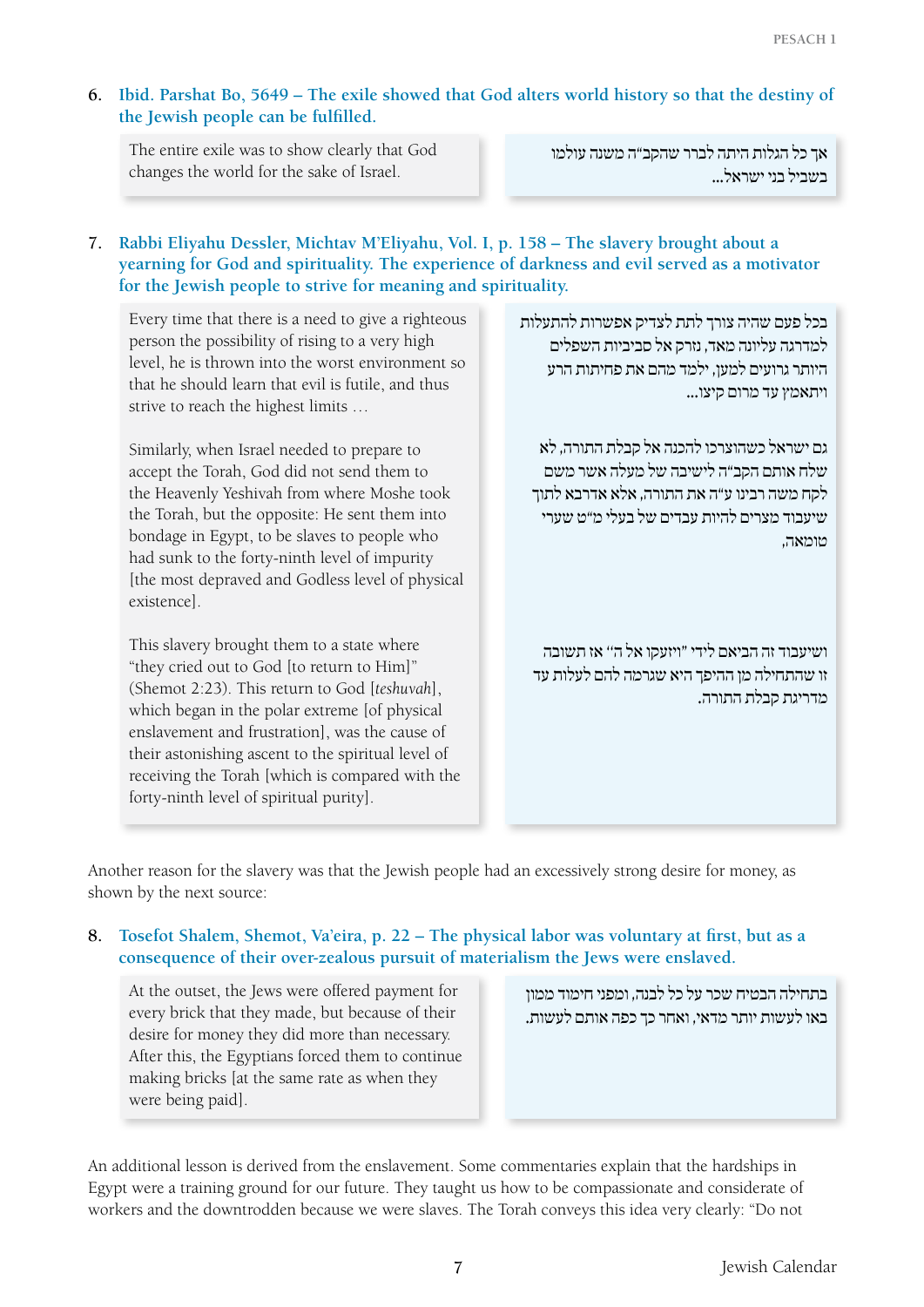6. **Ibid. Parshat Bo, 5649 – The exile showed that God alters world history so that the destiny of the Jewish people can be fulfilled.**

The entire exile was to show clearly that God changes the world for the sake of Israel.

אך כל הגלות היתה לברר שהקב"ה משנה עולמו בשביל בני ישראל...

7. **Rabbi Eliyahu Dessler, Michtav M'Eliyahu, Vol. I, p. 158 – The slavery brought about a yearning for God and spirituality. The experience of darkness and evil served as a motivator for the Jewish people to strive for meaning and spirituality.**

Every time that there is a need to give a righteous person the possibility of rising to a very high level, he is thrown into the worst environment so that he should learn that evil is futile, and thus strive to reach the highest limits …

Similarly, when Israel needed to prepare to accept the Torah, God did not send them to the Heavenly Yeshivah from where Moshe took the Torah, but the opposite: He sent them into bondage in Egypt, to be slaves to people who had sunk to the forty-ninth level of impurity [the most depraved and Godless level of physical existence].

This slavery brought them to a state where "they cried out to God [to return to Him]" (Shemot 2:23). This return to God [*teshuvah*], which began in the polar extreme [of physical enslavement and frustration], was the cause of their astonishing ascent to the spiritual level of receiving the Torah [which is compared with the forty-ninth level of spiritual purity].

בכל פעם שהיה צורך לתת לצדיק אפשרות להתעלות למדרגה עליונה מאד, נזרק אל סביבות השפלים היותר גרועים למען, ילמד מהם את פחיתות הרע ויתאמץ עד מרום קיצו...

גם ישראל כשהוצרכו להכנה אל קבלת התורה, לא שלח אותם הקב"ה לישיבה של מעלה אשר משם לקח משה רבינו ע"ה את התורה, אלא אדרבא לתוך שיעבוד מצרים להיות עבדים של בעלי מ"ט שערי טומאה,

ושיעבוד זה הביאם לידי "ויזעקו אל ה'" אז תשובה זו שהתחילה מן ההיפך היא שגרמה להם לעלות עד מדריגת קבלת התורה.

Another reason for the slavery was that the Jewish people had an excessively strong desire for money, as shown by the next source:

8. **Tosefot Shalem, Shemot, Va'eira, p. 22 – The physical labor was voluntary at first, but as a consequence of their over-zealous pursuit of materialism the Jews were enslaved.**

At the outset, the Jews were offered payment for every brick that they made, but because of their desire for money they did more than necessary. After this, the Egyptians forced them to continue making bricks [at the same rate as when they were being paid].

בתחילה הבטיח שכר על כל לבנה, ומפני חימוד ממון באו לעשות יותר מדאי, ואחר כך כפה אותם לעשות.

An additional lesson is derived from the enslavement. Some commentaries explain that the hardships in Egypt were a training ground for our future. They taught us how to be compassionate and considerate of workers and the downtrodden because we were slaves. The Torah conveys this idea very clearly: "Do not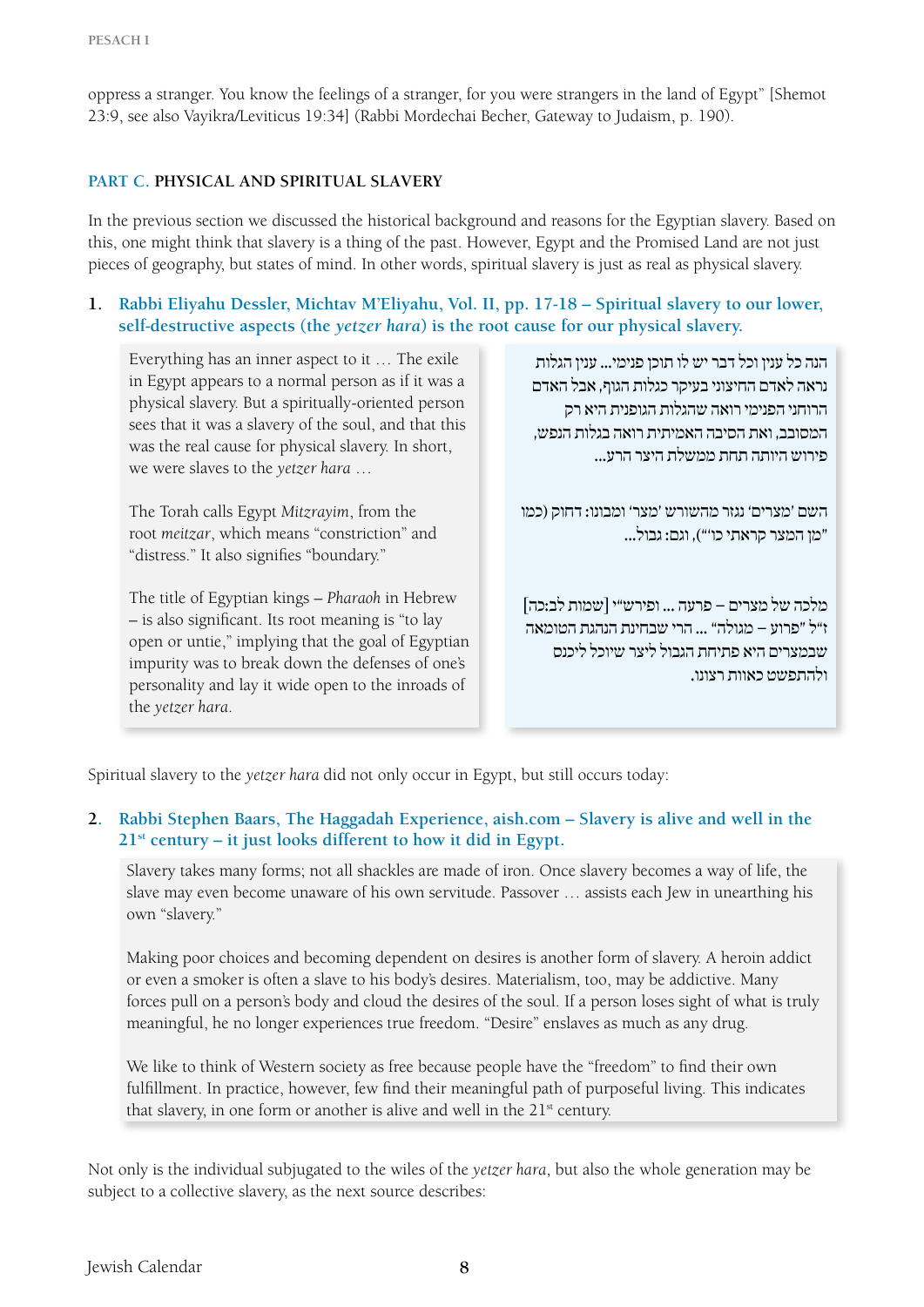oppress a stranger. You know the feelings of a stranger, for you were strangers in the land of Egypt" [Shemot 23:9, see also Vayikra/Leviticus 19:34] (Rabbi Mordechai Becher, Gateway to Judaism, p. 190).

## PART C. PHYSICAL AND SPIRITUAL SLAVERY

In the previous section we discussed the historical background and reasons for the Egyptian slavery. Based on this, one might think that slavery is a thing of the past. However, Egypt and the Promised Land are not just pieces of geography, but states of mind. In other words, spiritual slavery is just as real as physical slavery.

**1. Rabbi Eliyahu Dessler, Michtav M'Eliyahu, Vol. II, pp. 17-18 – Spiritual slavery to our lower, self-destructive aspects (the *yetzer hara*) is the root cause for our physical slavery.**

הנה כל ענין וכל דבר יש לו תוכן פנימי... ענין הגלות נראה לאדם החיצוני בעיקר כגלות הגוף, אבל האדם הרוחני הפנימי רואה שהגלות הגופנית היא רק המסובב, ואת הסיבה האמיתית רואה בגלות הנפש, פירוש היותה תחת ממשלת היצר הרע...

Everything has an inner aspect to it … The exile in Egypt appears to a normal person as if it was a physical slavery. But a spiritually-oriented person sees that it was a slavery of the soul, and that this was the real cause for physical slavery. In short, we were slaves to the *yetzer hara* …

השם 'מצרים' נגזר מהשורש 'מצר' ומבונו: דחוק (כמו "מן המצר קראתי כו'"), וגם: גבול...

The Torah calls Egypt *Mitzrayim*, from the root *meitzar*, which means "constriction" and "distress." It also signifies "boundary."

מלכה של מצרים – פרעה ... ופירש"י [שמות לב:כה] ז"ל "פרוע – מגולה" ... הרי שבחינת הנהגת הטומאה שבמצרים היא פתיחת הגבול ליצר שיוכל ליכנס ולהתפשט כאוות רצונו.

The title of Egyptian kings – *Pharaoh* in Hebrew – is also significant. Its root meaning is "to lay open or untie," implying that the goal of Egyptian impurity was to break down the defenses of one's personality and lay it wide open to the inroads of the *yetzer hara*.

Spiritual slavery to the *yetzer hara* did not only occur in Egypt, but still occurs today:

**2. Rabbi Stephen Baars, The Haggadah Experience, aish.com – Slavery is alive and well in the 21st century – it just looks different to how it did in Egypt.**

Slavery takes many forms; not all shackles are made of iron. Once slavery becomes a way of life, the slave may even become unaware of his own servitude. Passover … assists each Jew in unearthing his own "slavery."

Making poor choices and becoming dependent on desires is another form of slavery. A heroin addict or even a smoker is often a slave to his body's desires. Materialism, too, may be addictive. Many forces pull on a person's body and cloud the desires of the soul. If a person loses sight of what is truly meaningful, he no longer experiences true freedom. "Desire" enslaves as much as any drug.

We like to think of Western society as free because people have the "freedom" to find their own fulfillment. In practice, however, few find their meaningful path of purposeful living. This indicates that slavery, in one form or another is alive and well in the 21st century.

Not only is the individual subjugated to the wiles of the *yetzer hara*, but also the whole generation may be subject to a collective slavery, as the next source describes: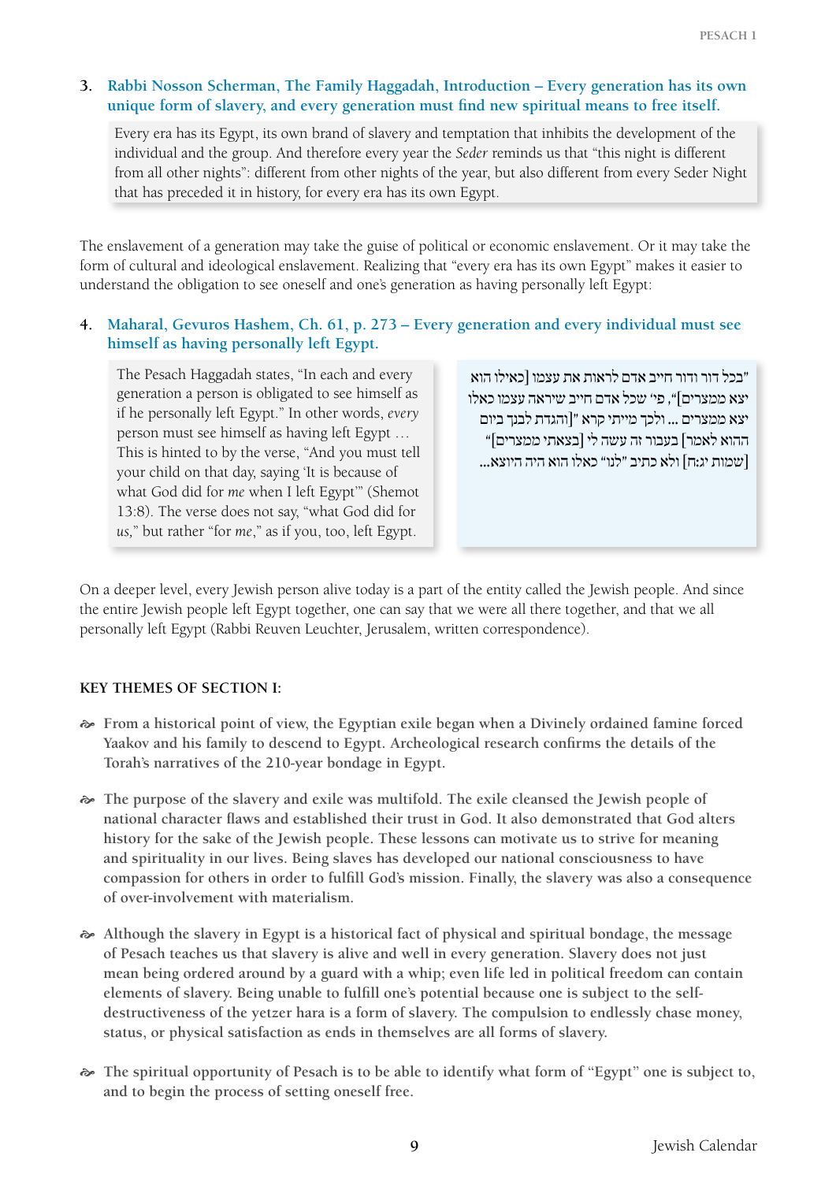3. **Rabbi Nosson Scherman, The Family Haggadah, Introduction – Every generation has its own unique form of slavery, and every generation must find new spiritual means to free itself.**

> Every era has its Egypt, its own brand of slavery and temptation that inhibits the development of the individual and the group. And therefore every year the *Seder* reminds us that "this night is different from all other nights": different from other nights of the year, but also different from every Seder Night that has preceded it in history, for every era has its own Egypt.

The enslavement of a generation may take the guise of political or economic enslavement. Or it may take the form of cultural and ideological enslavement. Realizing that "every era has its own Egypt" makes it easier to understand the obligation to see oneself and one's generation as having personally left Egypt:

4. **Maharal, Gevuros Hashem, Ch. 61, p. 273 – Every generation and every individual must see himself as having personally left Egypt.**

> The Pesach Haggadah states, "In each and every generation a person is obligated to see himself as if he personally left Egypt." In other words, *every* person must see himself as having left Egypt … This is hinted to by the verse, "And you must tell your child on that day, saying 'It is because of what God did for *me* when I left Egypt'" (Shemot 13:8). The verse does not say, "what God did for *us*," but rather "for *me*," as if you, too, left Egypt.

> "בכל דור ודור חייב אדם לראות את עצמו [כאילו הוא יצא ממצרים]", פי' שכל אדם חייב שיראה עצמו כאלו יצא ממצרים ... ולכך מייתי קרא "[והגדת לבנך ביום ההוא לאמר] בעבור זה עשה לי [בצאתי ממצרים]" [שמות יג:ח] ולא כתיב "לנו" כאלו הוא היה היוצא...

On a deeper level, every Jewish person alive today is a part of the entity called the Jewish people. And since the entire Jewish people left Egypt together, one can say that we were all there together, and that we all personally left Egypt (Rabbi Reuven Leuchter, Jerusalem, written correspondence).

**KEY THEMES OF SECTION I:**

- **From a historical point of view, the Egyptian exile began when a Divinely ordained famine forced Yaakov and his family to descend to Egypt. Archeological research confirms the details of the Torah's narratives of the 210-year bondage in Egypt.**

- **The purpose of the slavery and exile was multifold. The exile cleansed the Jewish people of national character flaws and established their trust in God. It also demonstrated that God alters history for the sake of the Jewish people. These lessons can motivate us to strive for meaning and spirituality in our lives. Being slaves has developed our national consciousness to have compassion for others in order to fulfill God's mission. Finally, the slavery was also a consequence of over-involvement with materialism.**

- **Although the slavery in Egypt is a historical fact of physical and spiritual bondage, the message of Pesach teaches us that slavery is alive and well in every generation. Slavery does not just mean being ordered around by a guard with a whip; even life led in political freedom can contain elements of slavery. Being unable to fulfill one's potential because one is subject to the self-destructiveness of the yetzer hara is a form of slavery. The compulsion to endlessly chase money, status, or physical satisfaction as ends in themselves are all forms of slavery.**

- **The spiritual opportunity of Pesach is to be able to identify what form of "Egypt" one is subject to, and to begin the process of setting oneself free.**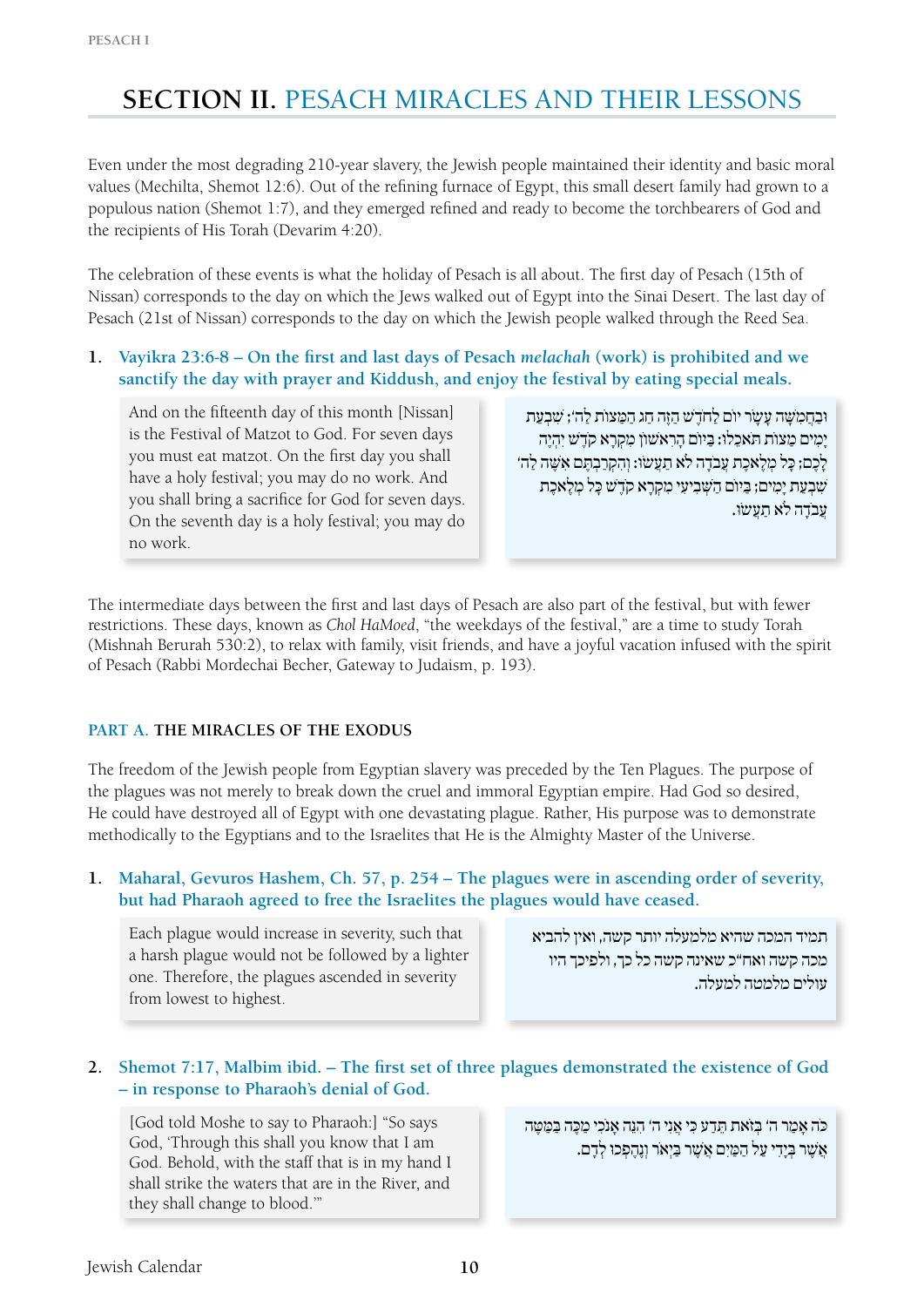# SECTION II. PESACH MIRACLES AND THEIR LESSONS

Even under the most degrading 210-year slavery, the Jewish people maintained their identity and basic moral values (Mechilta, Shemot 12:6). Out of the refining furnace of Egypt, this small desert family had grown to a populous nation (Shemot 1:7), and they emerged refined and ready to become the torchbearers of God and the recipients of His Torah (Devarim 4:20).

The celebration of these events is what the holiday of Pesach is all about. The first day of Pesach (15th of Nissan) corresponds to the day on which the Jews walked out of Egypt into the Sinai Desert. The last day of Pesach (21st of Nissan) corresponds to the day on which the Jewish people walked through the Reed Sea.

**1. Vayikra 23:6-8 – On the first and last days of Pesach *melachah* (work) is prohibited and we sanctify the day with prayer and Kiddush, and enjoy the festival by eating special meals.**

> And on the fifteenth day of this month [Nissan] is the Festival of Matzot to God. For seven days you must eat matzot. On the first day you shall have a holy festival; you may do no work. And you shall bring a sacrifice for God for seven days. On the seventh day is a holy festival; you may do no work.

> וּבַחֲמִשָּׁה עָשָׂר יוֹם לַחֹדֶשׁ הַזֶּה חַג הַמַּצּוֹת לַה'; שִׁבְעַת יָמִים מַצּוֹת תֹּאכֵלוּ: בַּיּוֹם הָרִאשׁוֹן מִקְרָא קֹדֶשׁ יִהְיֶה לָכֶם; כָּל מְלֶאכֶת עֲבֹדָה לֹא תַעֲשׂוּ: וְהִקְרַבְתֶּם אִשֶּׁה לַה' שִׁבְעַת יָמִים; בַּיּוֹם הַשְּׁבִיעִי מִקְרָא קֹדֶשׁ כָּל מְלֶאכֶת עֲבֹדָה לֹא תַעֲשׂוּ.

The intermediate days between the first and last days of Pesach are also part of the festival, but with fewer restrictions. These days, known as *Chol HaMoed*, "the weekdays of the festival," are a time to study Torah (Mishnah Berurah 530:2), to relax with family, visit friends, and have a joyful vacation infused with the spirit of Pesach (Rabbi Mordechai Becher, Gateway to Judaism, p. 193).

### PART A. THE MIRACLES OF THE EXODUS

The freedom of the Jewish people from Egyptian slavery was preceded by the Ten Plagues. The purpose of the plagues was not merely to break down the cruel and immoral Egyptian empire. Had God so desired, He could have destroyed all of Egypt with one devastating plague. Rather, His purpose was to demonstrate methodically to the Egyptians and to the Israelites that He is the Almighty Master of the Universe.

**1. Maharal, Gevuros Hashem, Ch. 57, p. 254 – The plagues were in ascending order of severity, but had Pharaoh agreed to free the Israelites the plagues would have ceased.**

> Each plague would increase in severity, such that a harsh plague would not be followed by a lighter one. Therefore, the plagues ascended in severity from lowest to highest.

> תמיד המכה שהיא מלמעלה יותר קשה, ואין להביא מכה קשה ואח"כ שאינה קשה כל כך, ולפיכך היו עולים מלמטה למעלה.

**2. Shemot 7:17, Malbim ibid. – The first set of three plagues demonstrated the existence of God – in response to Pharaoh's denial of God.**

> [God told Moshe to say to Pharaoh:] "So says God, 'Through this shall you know that I am God. Behold, with the staff that is in my hand I shall strike the waters that are in the River, and they shall change to blood.'"

> כֹּה אָמַר ה' בְּזֹאת תֵּדַע כִּי אֲנִי ה' הִנֵּה אָנֹכִי מַכֶּה בַּמַּטֶּה אֲשֶׁר בְּיָדִי עַל הַמַּיִם אֲשֶׁר בַּיְאֹר וְנֶהֶפְכוּ לְדָם.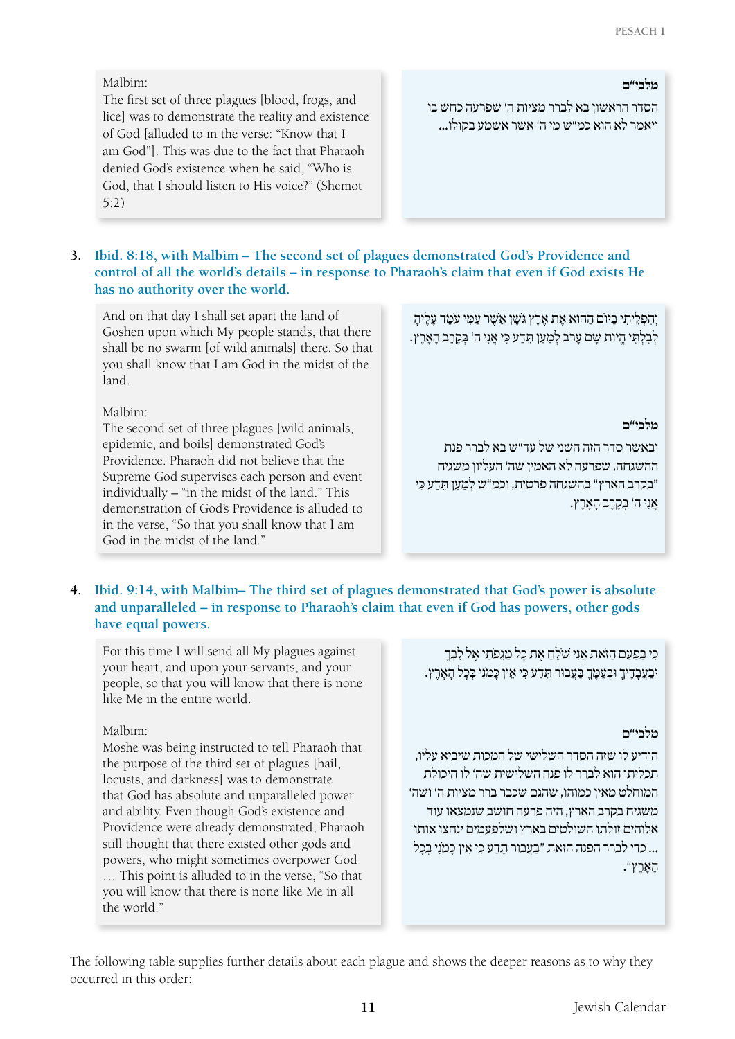Malbim:
The first set of three plagues [blood, frogs, and lice] was to demonstrate the reality and existence of God [alluded to in the verse: "Know that I am God"]. This was due to the fact that Pharaoh denied God's existence when he said, "Who is God, that I should listen to His voice?" (Shemot 5:2)

**מלבי"ם**

הסדר הראשון בא לברר מציות ה' שפרעה כחש בו ויאמר לא הוא כמ"ש מי ה' אשר אשמע בקולו...

3. **Ibid. 8:18, with Malbim – The second set of plagues demonstrated God's Providence and control of all the world's details – in response to Pharaoh's claim that even if God exists He has no authority over the world.**

And on that day I shall set apart the land of Goshen upon which My people stands, that there shall be no swarm [of wild animals] there. So that you shall know that I am God in the midst of the land.

וְהִפְלֵיתִי בַיּוֹם הַהוּא אֶת אֶרֶץ גֹּשֶׁן אֲשֶׁר עַמִּי עֹמֵד עָלֶיהָ לְבִלְתִּי הֱיוֹת שָׁם עָרֹב לְמַעַן תֵּדַע כִּי אֲנִי ה' בְּקֶרֶב הָאָרֶץ.

Malbim:
The second set of three plagues [wild animals, epidemic, and boils] demonstrated God's Providence. Pharaoh did not believe that the Supreme God supervises each person and event individually – "in the midst of the land." This demonstration of God's Providence is alluded to in the verse, "So that you shall know that I am God in the midst of the land."

**מלבי"ם**

ובאשר סדר הזה השני של עד"ש בא לברר פנת ההשגחה, שפרעה לא האמין שה' העליון משגיח "בקרב הארץ" בהשגחה פרטית, וכמ"ש לְמַעַן תֵּדַע כִּי אֲנִי ה' בְּקֶרֶב הָאָרֶץ.

4. **Ibid. 9:14, with Malbim– The third set of plagues demonstrated that God's power is absolute and unparalleled – in response to Pharaoh's claim that even if God has powers, other gods have equal powers.**

For this time I will send all My plagues against your heart, and upon your servants, and your people, so that you will know that there is none like Me in the entire world.

כִּי בַּפַּעַם הַזֹּאת אֲנִי שֹׁלֵחַ אֶת כָּל מַגֵּפֹתַי אֶל לִבְּךָ וּבַעֲבָדֶיךָ וּבְעַמֶּךָ בַּעֲבוּר תֵּדַע כִּי אֵין כָּמֹנִי בְּכָל הָאָרֶץ.

Malbim:
Moshe was being instructed to tell Pharaoh that the purpose of the third set of plagues [hail, locusts, and darkness] was to demonstrate that God has absolute and unparalleled power and ability. Even though God's existence and Providence were already demonstrated, Pharaoh still thought that there existed other gods and powers, who might sometimes overpower God … This point is alluded to in the verse, "So that you will know that there is none like Me in all the world."

**מלבי"ם**

הודיע לו שזה הסדר השלישי של המכות שיביא עליו, תכליתו הוא לברר לו פנה השלישית שה' לו היכולת המוחלט מאין כמוהו, שהגם שכבר ברר מציאות ה' ושה' משגיח בקרב הארץ, היה פרעה חושב שנמצאו עוד אלוהים זולתו השולטים בארץ ושלפעמים ינחצו אותו ... כדי לברר הפנה הזאת "בַּעֲבוּר תֵּדַע כִּי אֵין כָּמֹנִי בְּכָל הָאָרֶץ".

The following table supplies further details about each plague and shows the deeper reasons as to why they occurred in this order: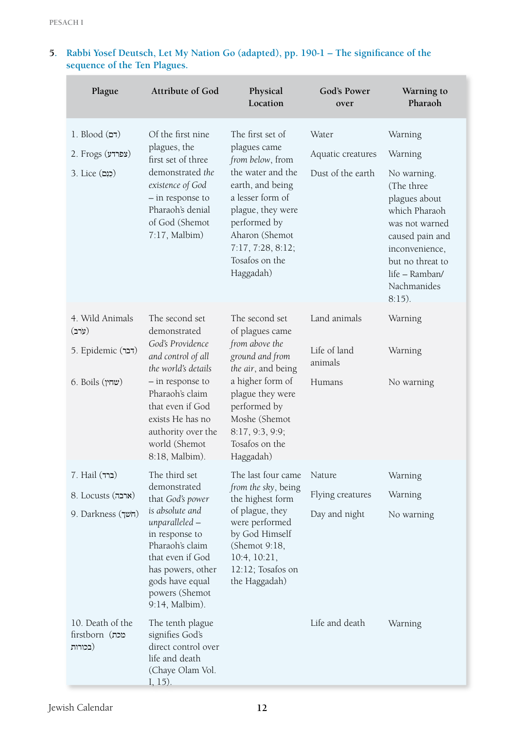5. **Rabbi Yosef Deutsch, Let My Nation Go (adapted), pp. 190-1 – The significance of the sequence of the Ten Plagues.**

| Plague | Attribute of God | Physical Location | God's Power over | Warning to Pharaoh |
|---|---|---|---|---|
| 1. Blood (דם) | Of the first nine plagues, the first set of three demonstrated *the existence of God* – in response to Pharaoh's denial of God (Shemot 7:17, Malbim) | The first set of plagues came *from below*, from the water and the earth, and being a lesser form of plague, they were performed by Aharon (Shemot 7:17, 7:28, 8:12; Tosafos on the Haggadah) | Water | Warning |
| 2. Frogs (צפרדע) | | | Aquatic creatures | Warning |
| 3. Lice (כנם) | | | Dust of the earth | No warning. (The three plagues about which Pharaoh was not warned caused pain and inconvenience, but no threat to life – Ramban/ Nachmanides 8:15). |
| 4. Wild Animals (ערב) | The second set demonstrated *God's Providence and control of all the world's details* – in response to Pharaoh's claim that even if God exists He has no authority over the world (Shemot 8:18, Malbim). | The second set of plagues came *from above the ground and from the air*, and being a higher form of plague they were performed by Moshe (Shemot 8:17, 9:3, 9:9; Tosafos on the Haggadah) | Land animals | Warning |
| 5. Epidemic (דבר) | | | Life of land animals | Warning |
| 6. Boils (שחין) | | | Humans | No warning |
| 7. Hail (ברד) | The third set demonstrated that *God's power is absolute and unparalleled* – in response to Pharaoh's claim that even if God has powers, other gods have equal powers (Shemot 9:14, Malbim). | The last four came *from the sky*, being the highest form of plague, they were performed by God Himself (Shemot 9:18, 10:4, 10:21, 12:12; Tosafos on the Haggadah) | Nature | Warning |
| 8. Locusts (ארבה) | | | Flying creatures | Warning |
| 9. Darkness (חשך) | | | Day and night | No warning |
| 10. Death of the firstborn (מכת בכורות) | The tenth plague signifies God's direct control over life and death (Chaye Olam Vol. I, 15). | | Life and death | Warning |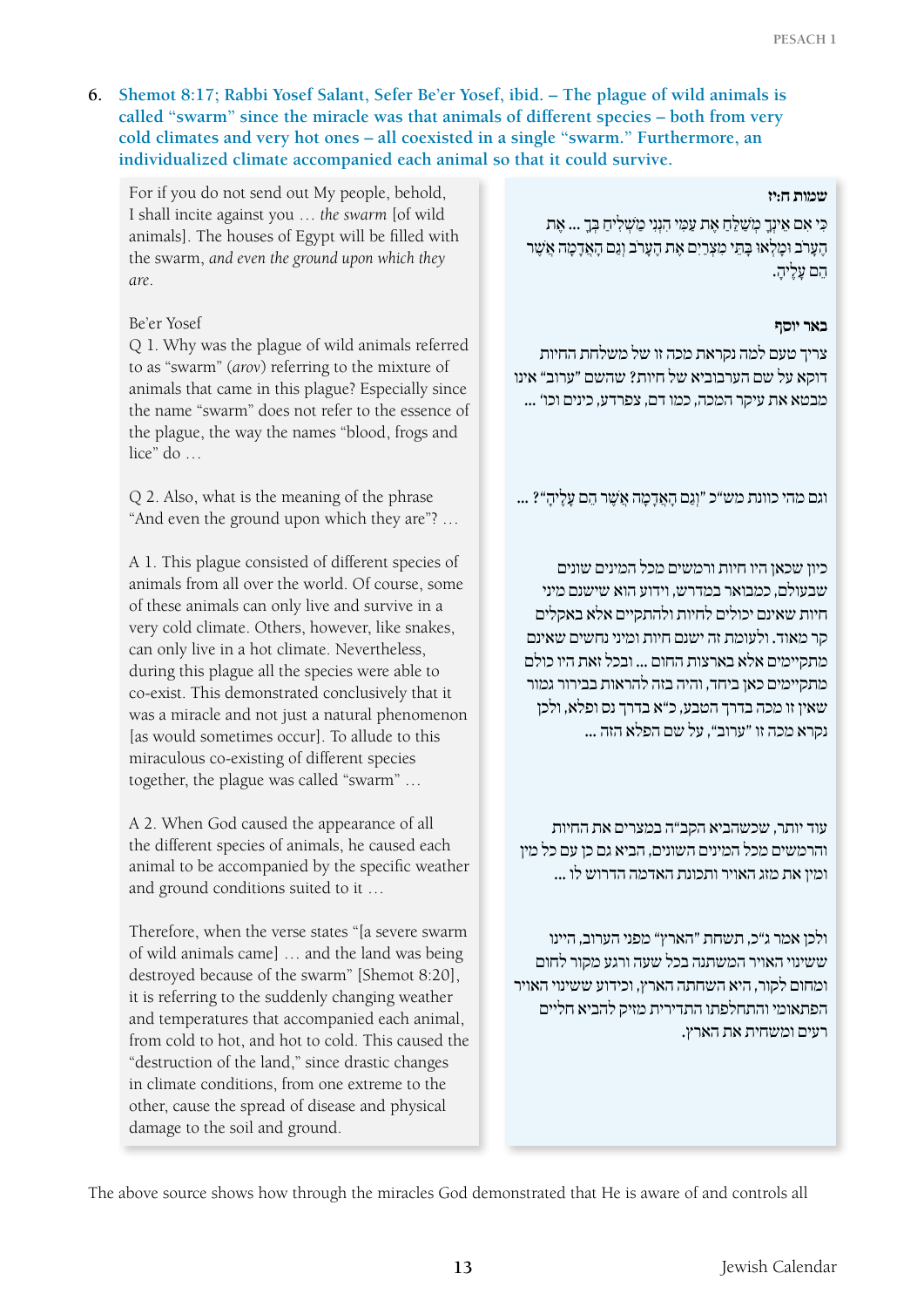6. **Shemot 8:17; Rabbi Yosef Salant, Sefer Be'er Yosef, ibid. – The plague of wild animals is called "swarm" since the miracle was that animals of different species – both from very cold climates and very hot ones – all coexisted in a single "swarm." Furthermore, an individualized climate accompanied each animal so that it could survive.**

For if you do not send out My people, behold, I shall incite against you … *the swarm* [of wild animals]. The houses of Egypt will be filled with the swarm, *and even the ground upon which they are*.

**שמות ח:יז**

כִּי אִם אֵינְךָ מְשַׁלֵּחַ אֶת עַמִּי הִנְנִי מַשְׁלִיחַ בְּךָ ... אֶת הֶעָרֹב וּמָלְאוּ בָּתֵּי מִצְרַיִם אֶת הֶעָרֹב וְגַם הָאֲדָמָה אֲשֶׁר הֵם עָלֶיהָ.

Be'er Yosef

Q 1. Why was the plague of wild animals referred to as "swarm" (*arov*) referring to the mixture of animals that came in this plague? Especially since the name "swarm" does not refer to the essence of the plague, the way the names "blood, frogs and lice" do …

Q 2. Also, what is the meaning of the phrase "And even the ground upon which they are"? …

A 1. This plague consisted of different species of animals from all over the world. Of course, some of these animals can only live and survive in a very cold climate. Others, however, like snakes, can only live in a hot climate. Nevertheless, during this plague all the species were able to co-exist. This demonstrated conclusively that it was a miracle and not just a natural phenomenon [as would sometimes occur]. To allude to this miraculous co-existing of different species together, the plague was called "swarm" …

A 2. When God caused the appearance of all the different species of animals, he caused each animal to be accompanied by the specific weather and ground conditions suited to it …

Therefore, when the verse states "[a severe swarm of wild animals came] … and the land was being destroyed because of the swarm" [Shemot 8:20], it is referring to the suddenly changing weather and temperatures that accompanied each animal, from cold to hot, and hot to cold. This caused the "destruction of the land," since drastic changes in climate conditions, from one extreme to the other, cause the spread of disease and physical damage to the soil and ground.

**באר יוסף**

צריך טעם למה נקראת מכה זו של משלחת החיות דוקא על שם הערבוביא של חיות? שהשם "ערוב" אינו מבטא את עיקר המכה, כמו דם, צפרדע, כינים וכו' ...

וגם מהי כוונת מש"כ "וְגַם הָאֲדָמָה אֲשֶׁר הֵם עָלֶיהָ"? ...

כיון שכאן היו חיות ורמשים מכל המינים שונים שבעולם, כמבואר במדרש, וידוע הוא שישנם מיני חיות שאינם יכולים לחיות ולהתקיים אלא באקלים קר מאוד. ולעומת זה ישנם חיות ומיני נחשים שאינם מתקיימים אלא בארצות החום ... ובכל זאת היו כולם מתקיימים כאן ביחד, והיה בזה להראות בבירור גמור שאין זו מכה בדרך הטבע, כ"א בדרך נס ופלא, ולכן נקרא מכה זו "ערוב", על שם הפלא הזה ...

עוד יותר, שכשהביא הקב"ה במצרים את החיות והרמשים מכל המינים השונים, הביא גם כן עם כל מין ומין את מזג האויר ותכונת האדמה הדרוש לו ...

ולכן אמר ג"כ, תשחת "הארץ" מפני הערוב, היינו ששינוי האויר המשתנה בכל שעה ורגע מקור לחום ומחום לקור, היא השחתה הארץ, וכידוע ששינוי האויר הפתאומי והתחלפתו התדירית מזיק להביא חליים רעים ומשחית את הארץ.

The above source shows how through the miracles God demonstrated that He is aware of and controls all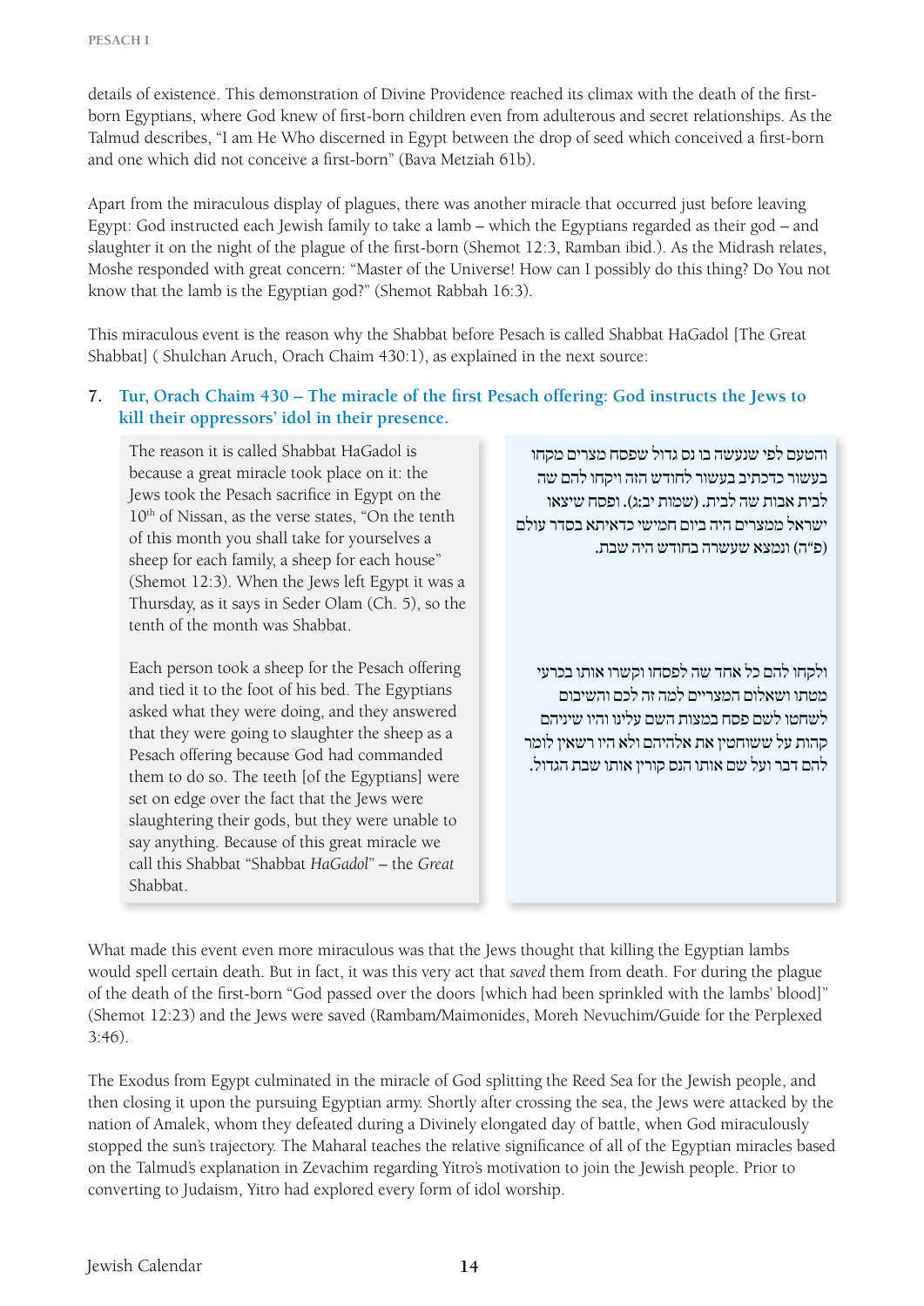details of existence. This demonstration of Divine Providence reached its climax with the death of the first-born Egyptians, where God knew of first-born children even from adulterous and secret relationships. As the Talmud describes, "I am He Who discerned in Egypt between the drop of seed which conceived a first-born and one which did not conceive a first-born" (Bava Metziah 61b).

Apart from the miraculous display of plagues, there was another miracle that occurred just before leaving Egypt: God instructed each Jewish family to take a lamb – which the Egyptians regarded as their god – and slaughter it on the night of the plague of the first-born (Shemot 12:3, Ramban ibid.). As the Midrash relates, Moshe responded with great concern: "Master of the Universe! How can I possibly do this thing? Do You not know that the lamb is the Egyptian god?" (Shemot Rabbah 16:3).

This miraculous event is the reason why the Shabbat before Pesach is called Shabbat HaGadol [The Great Shabbat] ( Shulchan Aruch, Orach Chaim 430:1), as explained in the next source:

7. **Tur, Orach Chaim 430 – The miracle of the first Pesach offering: God instructs the Jews to kill their oppressors' idol in their presence.**

The reason it is called Shabbat HaGadol is because a great miracle took place on it: the Jews took the Pesach sacrifice in Egypt on the 10th of Nissan, as the verse states, "On the tenth of this month you shall take for yourselves a sheep for each family, a sheep for each house" (Shemot 12:3). When the Jews left Egypt it was a Thursday, as it says in Seder Olam (Ch. 5), so the tenth of the month was Shabbat.

והטעם לפי שנעשה בו נס גדול שפסח מצרים מקחו בעשור כדכתיב בעשור לחודש הזה ויקחו להם שה לבית אבות שה לבית. (שמות יב:ג). ופסח שיצאו ישראל ממצרים היה ביום חמישי כדאיתא בסדר עולם (פ"ה) ונמצא שעשרה בחודש היה שבת.

Each person took a sheep for the Pesach offering and tied it to the foot of his bed. The Egyptians asked what they were doing, and they answered that they were going to slaughter the sheep as a Pesach offering because God had commanded them to do so. The teeth [of the Egyptians] were set on edge over the fact that the Jews were slaughtering their gods, but they were unable to say anything. Because of this great miracle we call this Shabbat "Shabbat *HaGadol*" – the *Great* Shabbat.

ולקחו להם כל אחד שה לפסחו וקשרו אותו בכרעי מטתו ושאלום המצריים למה זה לכם והשיבום לשחטו לשם פסח במצות השם עלינו והיו שיניהם קהות על ששוחטין את אלהיהם ולא היו רשאין לומר להם דבר ועל שם אותו הנס קורין אותו שבת הגדול.

What made this event even more miraculous was that the Jews thought that killing the Egyptian lambs would spell certain death. But in fact, it was this very act that *saved* them from death. For during the plague of the death of the first-born "God passed over the doors [which had been sprinkled with the lambs' blood]" (Shemot 12:23) and the Jews were saved (Rambam/Maimonides, Moreh Nevuchim/Guide for the Perplexed 3:46).

The Exodus from Egypt culminated in the miracle of God splitting the Reed Sea for the Jewish people, and then closing it upon the pursuing Egyptian army. Shortly after crossing the sea, the Jews were attacked by the nation of Amalek, whom they defeated during a Divinely elongated day of battle, when God miraculously stopped the sun's trajectory. The Maharal teaches the relative significance of all of the Egyptian miracles based on the Talmud's explanation in Zevachim regarding Yitro's motivation to join the Jewish people. Prior to converting to Judaism, Yitro had explored every form of idol worship.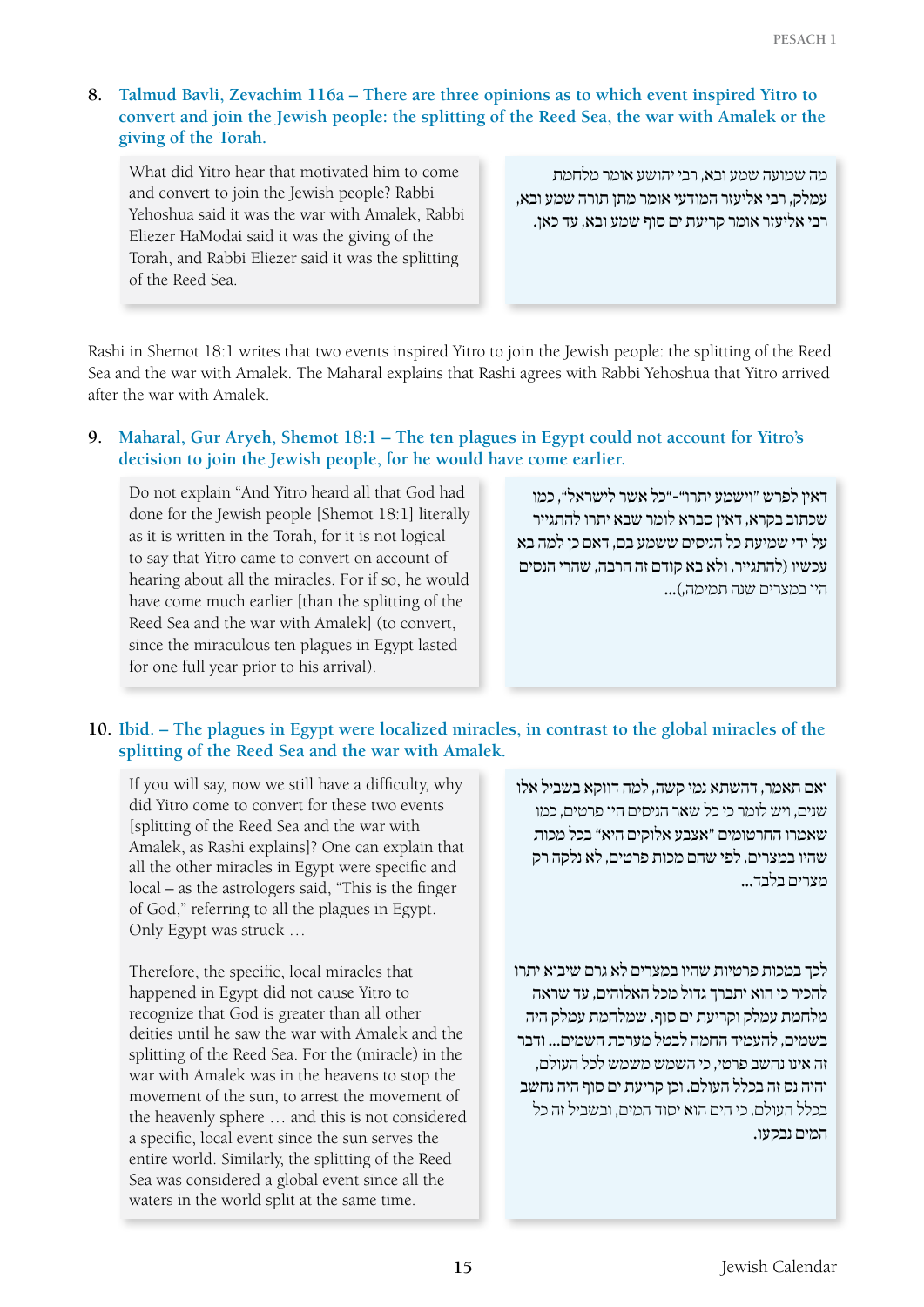**8. Talmud Bavli, Zevachim 116a – There are three opinions as to which event inspired Yitro to convert and join the Jewish people: the splitting of the Reed Sea, the war with Amalek or the giving of the Torah.**

What did Yitro hear that motivated him to come and convert to join the Jewish people? Rabbi Yehoshua said it was the war with Amalek, Rabbi Eliezer HaModai said it was the giving of the Torah, and Rabbi Eliezer said it was the splitting of the Reed Sea.

מה שמועה שמע ובא, רבי יהושע אומר מלחמת עמלק, רבי אליעזר המודעי אומר מתן תורה שמע ובא, רבי אליעזר אומר קריעת ים סוף שמע ובא, עד כאן.

Rashi in Shemot 18:1 writes that two events inspired Yitro to join the Jewish people: the splitting of the Reed Sea and the war with Amalek. The Maharal explains that Rashi agrees with Rabbi Yehoshua that Yitro arrived after the war with Amalek.

**9. Maharal, Gur Aryeh, Shemot 18:1 – The ten plagues in Egypt could not account for Yitro's decision to join the Jewish people, for he would have come earlier.**

Do not explain "And Yitro heard all that God had done for the Jewish people [Shemot 18:1] literally as it is written in the Torah, for it is not logical to say that Yitro came to convert on account of hearing about all the miracles. For if so, he would have come much earlier [than the splitting of the Reed Sea and the war with Amalek] (to convert, since the miraculous ten plagues in Egypt lasted for one full year prior to his arrival).

דאין לפרש "וישמע יתרו"-"כל אשר לישראל", כמו שכתוב בקרא, דאין סברא לומר שבא יתרו להתגייר על ידי שמיעת כל הניסים ששמע בם, דאם כן למה בא עכשיו (להתגייר, ולא בא קודם זה הרבה, שהרי הנסים היו במצרים שנה תמימה)...

**10. Ibid. – The plagues in Egypt were localized miracles, in contrast to the global miracles of the splitting of the Reed Sea and the war with Amalek.**

If you will say, now we still have a difficulty, why did Yitro come to convert for these two events [splitting of the Reed Sea and the war with Amalek, as Rashi explains]? One can explain that all the other miracles in Egypt were specific and local – as the astrologers said, "This is the finger of God," referring to all the plagues in Egypt. Only Egypt was struck …

ואם תאמר, דהשתא נמי קשה, למה דווקא בשביל אלו שנים, ויש לומר כי כל שאר הניסים היו פרטים, כמו שאמרו החרטומים "אצבע אלוקים היא" בכל מכות שהיו במצרים, לפי שהם מכות פרטים, לא נלקה רק מצרים בלבד...

Therefore, the specific, local miracles that happened in Egypt did not cause Yitro to recognize that God is greater than all other deities until he saw the war with Amalek and the splitting of the Reed Sea. For the (miracle) in the war with Amalek was in the heavens to stop the movement of the sun, to arrest the movement of the heavenly sphere … and this is not considered a specific, local event since the sun serves the entire world. Similarly, the splitting of the Reed Sea was considered a global event since all the waters in the world split at the same time.

לכך במכות פרטיות שהיו במצרים לא גרם שיבוא יתרו להכיר כי הוא יתברך גדול מכל האלוהים, עד שראה מלחמת עמלק וקריעת ים סוף. שמלחמת עמלק היה בשמים, להעמיד החמה לבטל מערכת השמים... ודבר זה אינו נחשב פרטי, כי השמש משמש לכל העולם, והיה נס זה בכלל העולם. וכן קריעת ים סוף היה נחשב בכלל העולם, כי הים הוא יסוד המים, ובשביל זה כל המים נבקעו.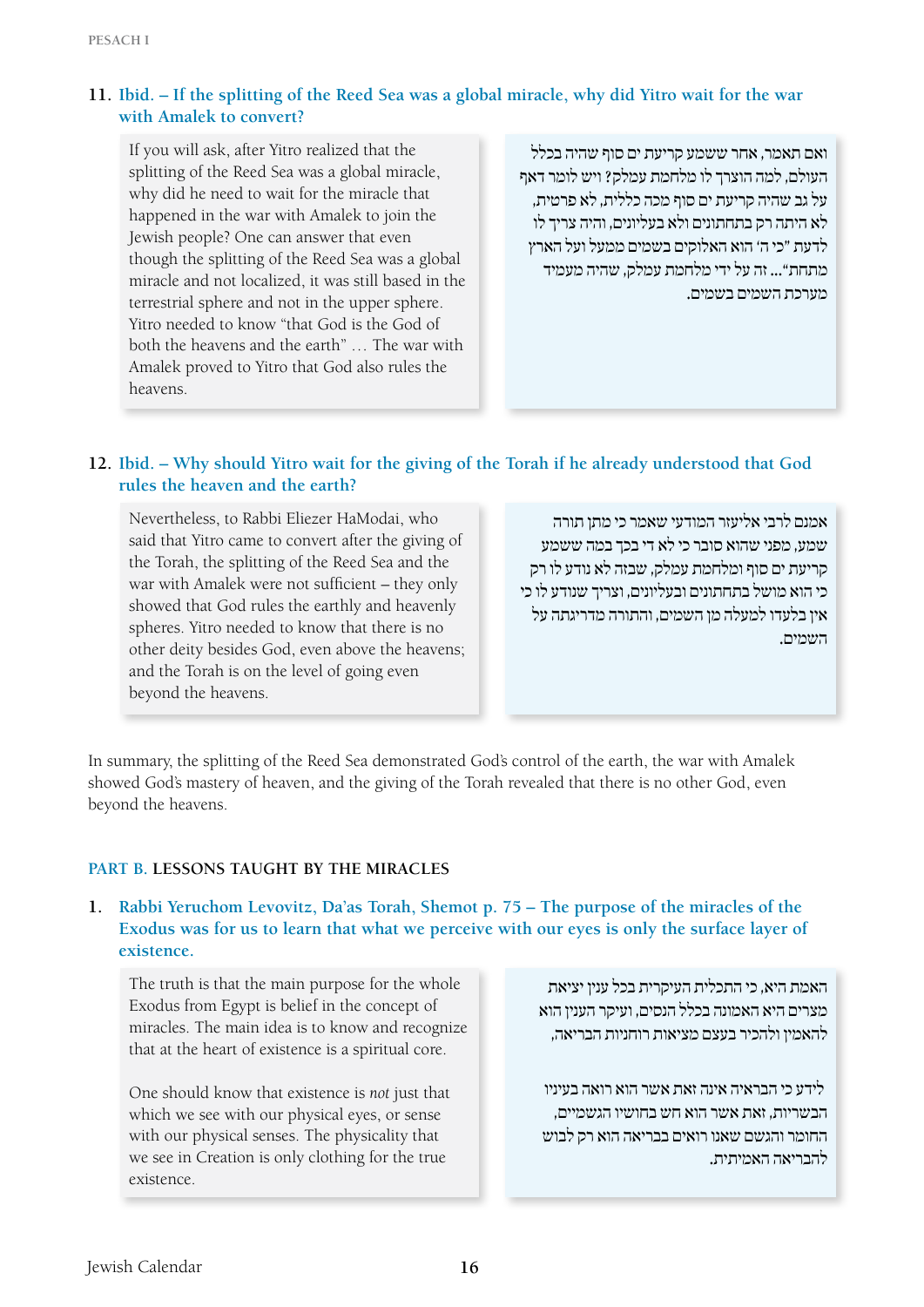**11. Ibid. – If the splitting of the Reed Sea was a global miracle, why did Yitro wait for the war with Amalek to convert?**

If you will ask, after Yitro realized that the splitting of the Reed Sea was a global miracle, why did he need to wait for the miracle that happened in the war with Amalek to join the Jewish people? One can answer that even though the splitting of the Reed Sea was a global miracle and not localized, it was still based in the terrestrial sphere and not in the upper sphere. Yitro needed to know "that God is the God of both the heavens and the earth" … The war with Amalek proved to Yitro that God also rules the heavens.

ואם תאמר, אחר ששמע קריעת ים סוף שהיה בכלל העולם, למה הוצרך לו מלחמת עמלק? ויש לומר דאף על גב שהיה קריעת ים סוף מכה כללית, לא פרטית, לא היתה רק בתחתונים ולא בעליונים, והיה צריך לו לדעת "כי ה' הוא האלוקים בשמים ממעל ועל הארץ מתחת"... זה על ידי מלחמת עמלק, שהיה מעמיד מערכת השמים בשמים.

**12. Ibid. – Why should Yitro wait for the giving of the Torah if he already understood that God rules the heaven and the earth?**

Nevertheless, to Rabbi Eliezer HaModai, who said that Yitro came to convert after the giving of the Torah, the splitting of the Reed Sea and the war with Amalek were not sufficient – they only showed that God rules the earthly and heavenly spheres. Yitro needed to know that there is no other deity besides God, even above the heavens; and the Torah is on the level of going even beyond the heavens.

אמנם לרבי אליעזר המודעי שאמר כי מתן תורה שמע, מפני שהוא סובר כי לא די בכך במה ששמע קריעת ים סוף ומלחמת עמלק, שבזה לא נודע לו רק כי הוא מושל בתחתונים ובעליונים, וצריך שנודע לו כי אין בלעדו למעלה מן השמים, והתורה מדריגתה על השמים.

In summary, the splitting of the Reed Sea demonstrated God's control of the earth, the war with Amalek showed God's mastery of heaven, and the giving of the Torah revealed that there is no other God, even beyond the heavens.

## PART B. LESSONS TAUGHT BY THE MIRACLES

**1. Rabbi Yeruchom Levovitz, Da'as Torah, Shemot p. 75 – The purpose of the miracles of the Exodus was for us to learn that what we perceive with our eyes is only the surface layer of existence.**

The truth is that the main purpose for the whole Exodus from Egypt is belief in the concept of miracles. The main idea is to know and recognize that at the heart of existence is a spiritual core.

One should know that existence is *not* just that which we see with our physical eyes, or sense with our physical senses. The physicality that we see in Creation is only clothing for the true existence.

האמת היא, כי התכלית העיקרית בכל ענין יציאת מצרים היא האמונה בכלל הנסים, ועיקר הענין הוא להאמין ולהכיר בעצם מציאות רוחניות הבריאה,

לידע כי הבריאה אינה זאת אשר הוא רואה בעיניו הבשריות, זאת אשר הוא חש בחושיו הגשמיים, החומר והגשם שאנו רואים בבריאה הוא רק לבוש להבריאה האמיתית.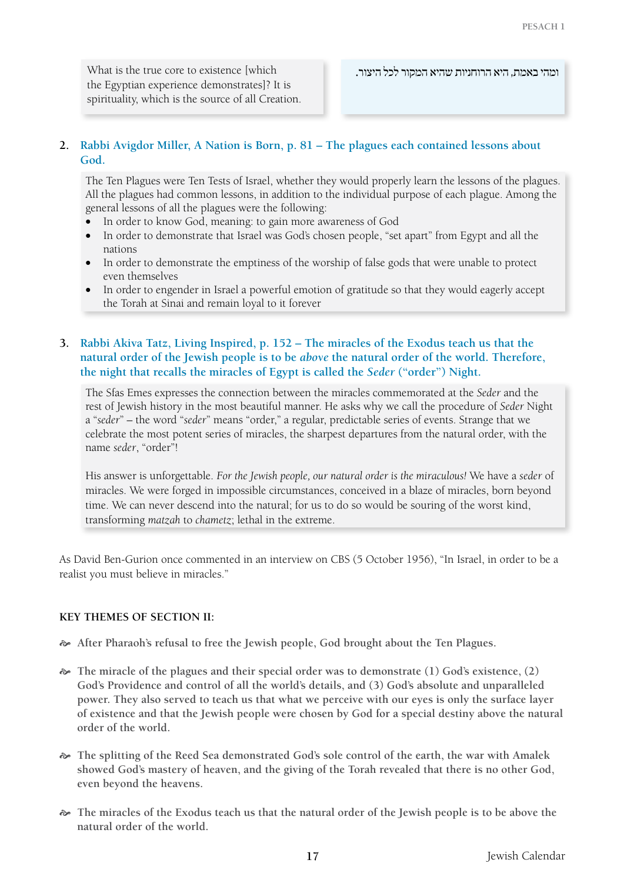What is the true core to existence [which the Egyptian experience demonstrates]? It is spirituality, which is the source of all Creation.

ומהי באמת, היא הרוחניות שהיא המקור לכל היצור.

2. **Rabbi Avigdor Miller, A Nation is Born, p. 81 – The plagues each contained lessons about God.**

> The Ten Plagues were Ten Tests of Israel, whether they would properly learn the lessons of the plagues. All the plagues had common lessons, in addition to the individual purpose of each plague. Among the general lessons of all the plagues were the following:
>
> - In order to know God, meaning: to gain more awareness of God
> - In order to demonstrate that Israel was God's chosen people, "set apart" from Egypt and all the nations
> - In order to demonstrate the emptiness of the worship of false gods that were unable to protect even themselves
> - In order to engender in Israel a powerful emotion of gratitude so that they would eagerly accept the Torah at Sinai and remain loyal to it forever

3. **Rabbi Akiva Tatz, Living Inspired, p. 152 – The miracles of the Exodus teach us that the natural order of the Jewish people is to be *above* the natural order of the world. Therefore, the night that recalls the miracles of Egypt is called the *Seder* ("order") Night.**

> The Sfas Emes expresses the connection between the miracles commemorated at the *Seder* and the rest of Jewish history in the most beautiful manner. He asks why we call the procedure of *Seder* Night a "*seder*" – the word "*seder*" means "order," a regular, predictable series of events. Strange that we celebrate the most potent series of miracles, the sharpest departures from the natural order, with the name *seder*, "order"!
>
> His answer is unforgettable. *For the Jewish people, our natural order is the miraculous!* We have a *seder* of miracles. We were forged in impossible circumstances, conceived in a blaze of miracles, born beyond time. We can never descend into the natural; for us to do so would be souring of the worst kind, transforming *matzah* to *chametz*; lethal in the extreme.

As David Ben-Gurion once commented in an interview on CBS (5 October 1956), "In Israel, in order to be a realist you must believe in miracles."

### KEY THEMES OF SECTION II:

- After Pharaoh's refusal to free the Jewish people, God brought about the Ten Plagues.

- The miracle of the plagues and their special order was to demonstrate (1) God's existence, (2) God's Providence and control of all the world's details, and (3) God's absolute and unparalleled power. They also served to teach us that what we perceive with our eyes is only the surface layer of existence and that the Jewish people were chosen by God for a special destiny above the natural order of the world.

- The splitting of the Reed Sea demonstrated God's sole control of the earth, the war with Amalek showed God's mastery of heaven, and the giving of the Torah revealed that there is no other God, even beyond the heavens.

- The miracles of the Exodus teach us that the natural order of the Jewish people is to be above the natural order of the world.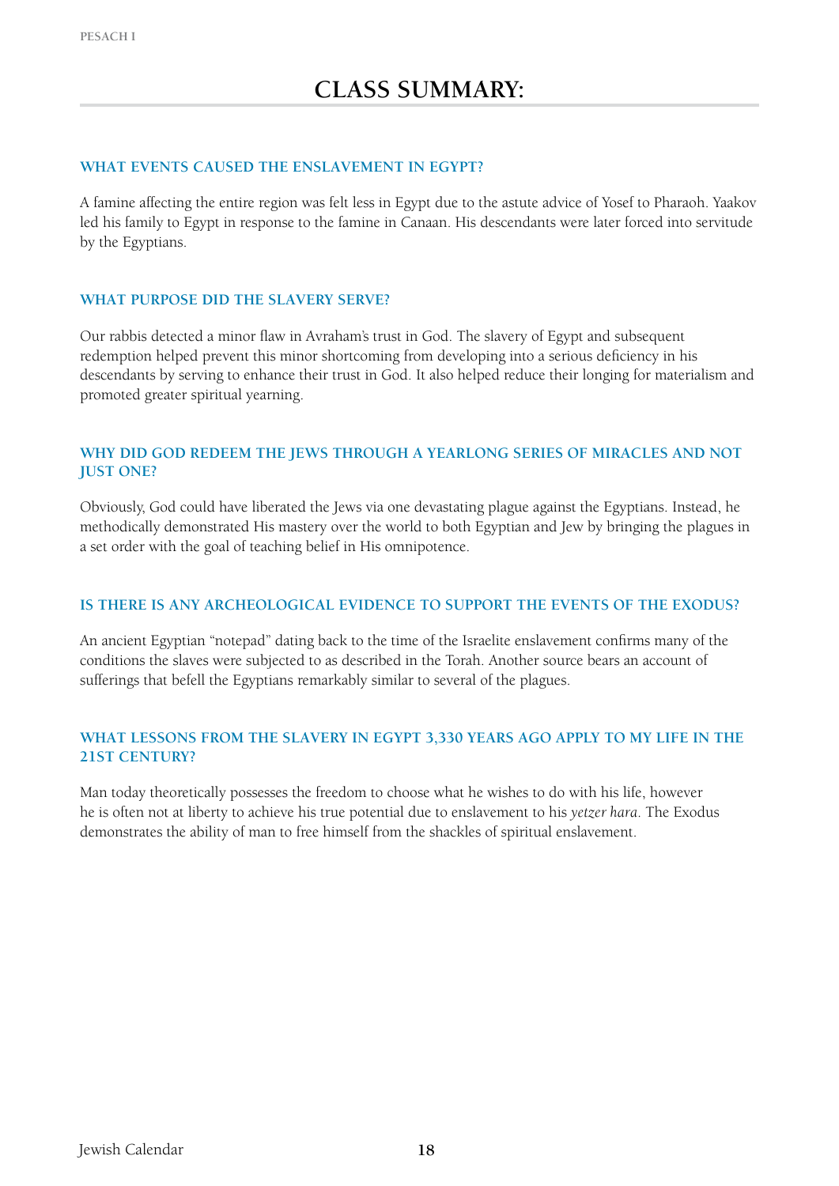# CLASS SUMMARY:

### WHAT EVENTS CAUSED THE ENSLAVEMENT IN EGYPT?

A famine affecting the entire region was felt less in Egypt due to the astute advice of Yosef to Pharaoh. Yaakov led his family to Egypt in response to the famine in Canaan. His descendants were later forced into servitude by the Egyptians.

### WHAT PURPOSE DID THE SLAVERY SERVE?

Our rabbis detected a minor flaw in Avraham's trust in God. The slavery of Egypt and subsequent redemption helped prevent this minor shortcoming from developing into a serious deficiency in his descendants by serving to enhance their trust in God. It also helped reduce their longing for materialism and promoted greater spiritual yearning.

### WHY DID GOD REDEEM THE JEWS THROUGH A YEARLONG SERIES OF MIRACLES AND NOT JUST ONE?

Obviously, God could have liberated the Jews via one devastating plague against the Egyptians. Instead, he methodically demonstrated His mastery over the world to both Egyptian and Jew by bringing the plagues in a set order with the goal of teaching belief in His omnipotence.

### IS THERE IS ANY ARCHEOLOGICAL EVIDENCE TO SUPPORT THE EVENTS OF THE EXODUS?

An ancient Egyptian "notepad" dating back to the time of the Israelite enslavement confirms many of the conditions the slaves were subjected to as described in the Torah. Another source bears an account of sufferings that befell the Egyptians remarkably similar to several of the plagues.

### WHAT LESSONS FROM THE SLAVERY IN EGYPT 3,330 YEARS AGO APPLY TO MY LIFE IN THE 21ST CENTURY?

Man today theoretically possesses the freedom to choose what he wishes to do with his life, however he is often not at liberty to achieve his true potential due to enslavement to his *yetzer hara*. The Exodus demonstrates the ability of man to free himself from the shackles of spiritual enslavement.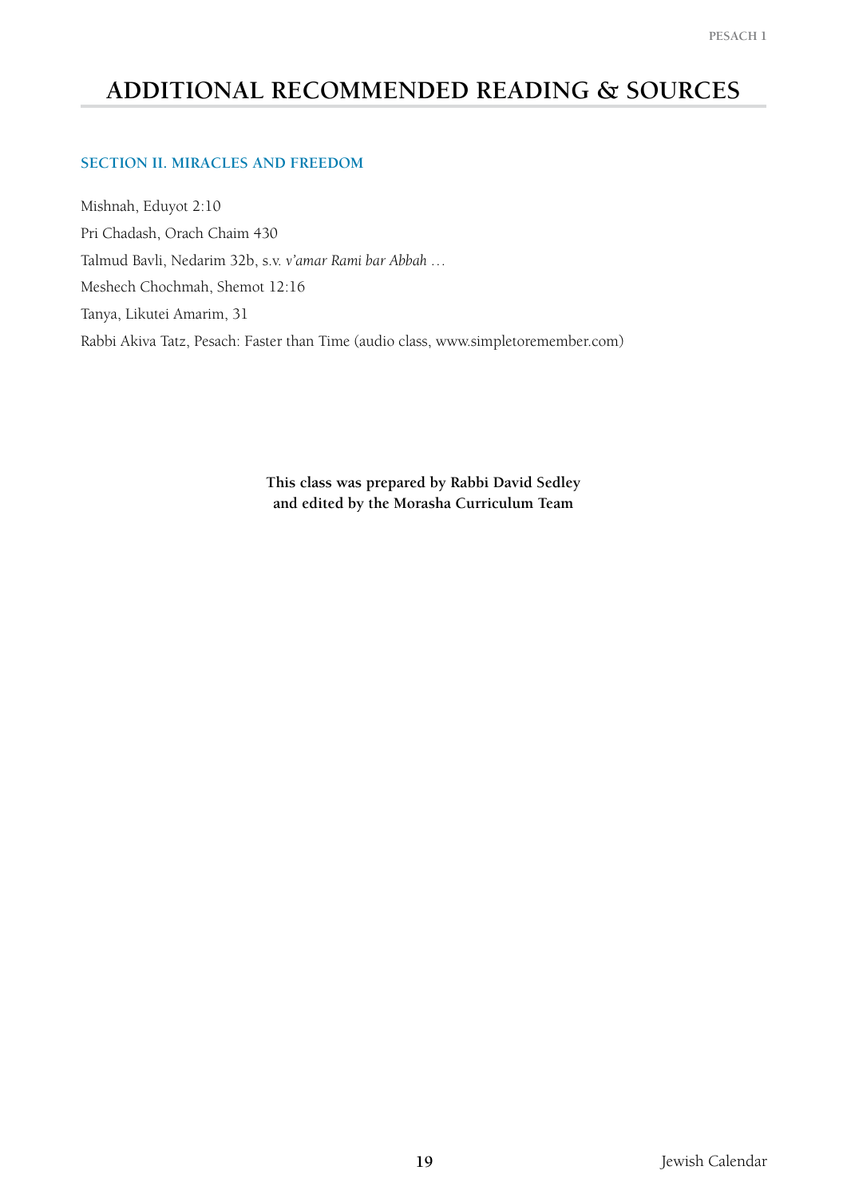# ADDITIONAL RECOMMENDED READING & SOURCES

## SECTION II. MIRACLES AND FREEDOM

Mishnah, Eduyot 2:10

Pri Chadash, Orach Chaim 430

Talmud Bavli, Nedarim 32b, s.v. *v'amar Rami bar Abbah …*

Meshech Chochmah, Shemot 12:16

Tanya, Likutei Amarim, 31

Rabbi Akiva Tatz, Pesach: Faster than Time (audio class, www.simpletoremember.com)

**This class was prepared by Rabbi David Sedley and edited by the Morasha Curriculum Team**